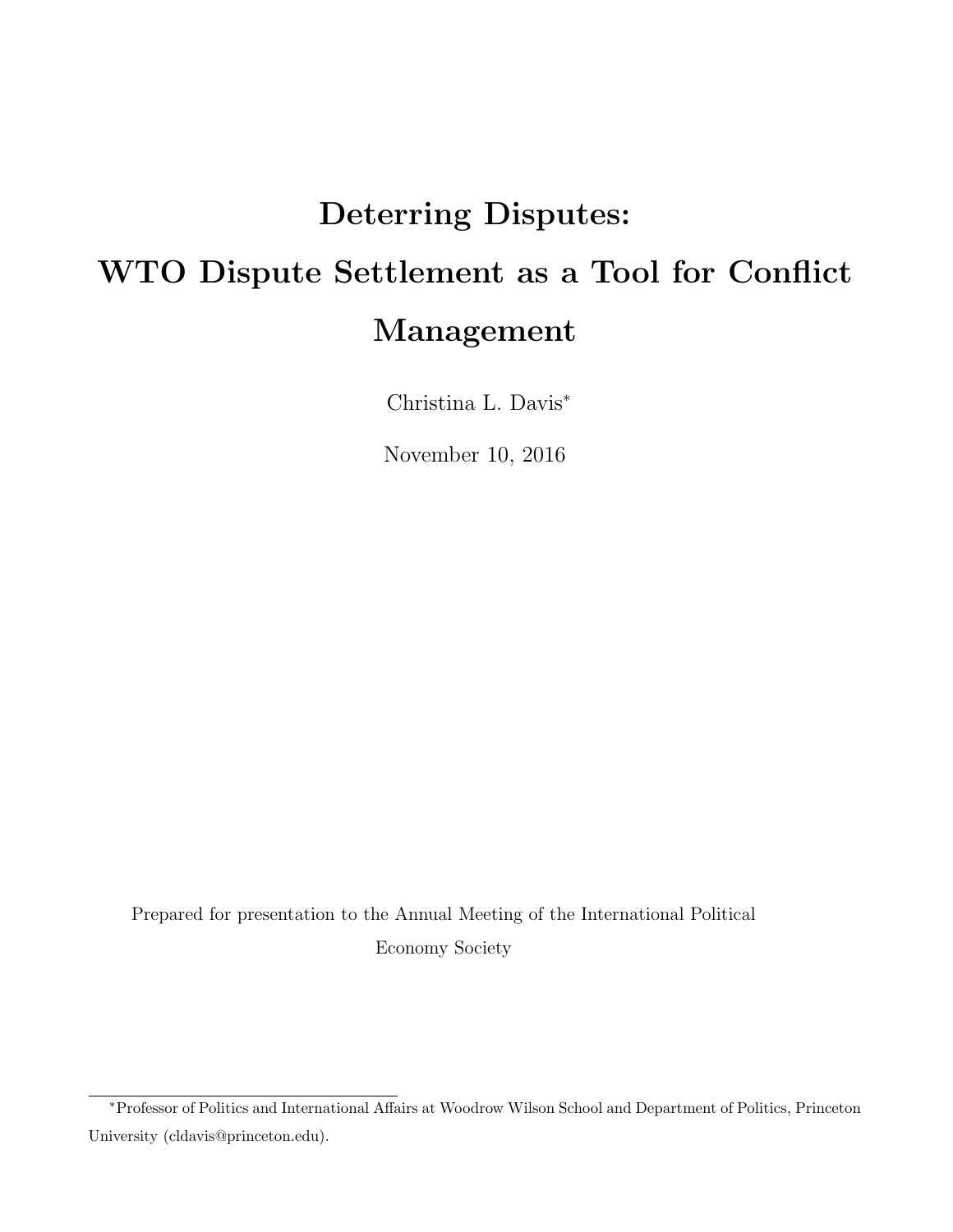# Deterring Disputes: WTO Dispute Settlement as a Tool for Conflict Management

Christina L. Davis*

November 10, 2016

Prepared for presentation to the Annual Meeting of the International Political Economy Society

*Professor of Politics and International Affairs at Woodrow Wilson School and Department of Politics, Princeton University (cldavis@princeton.edu).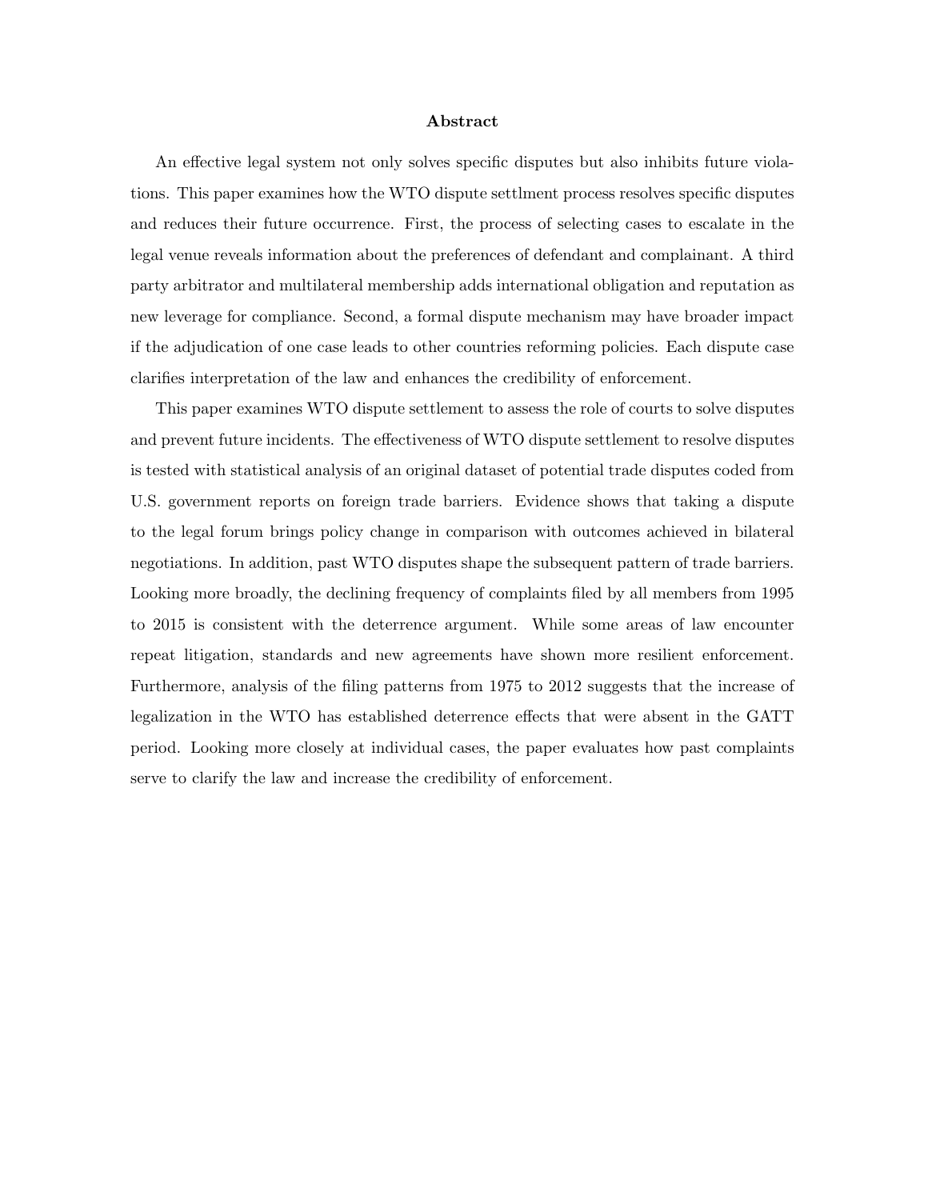## Abstract

An effective legal system not only solves specific disputes but also inhibits future violations. This paper examines how the WTO dispute settlment process resolves specific disputes and reduces their future occurrence. First, the process of selecting cases to escalate in the legal venue reveals information about the preferences of defendant and complainant. A third party arbitrator and multilateral membership adds international obligation and reputation as new leverage for compliance. Second, a formal dispute mechanism may have broader impact if the adjudication of one case leads to other countries reforming policies. Each dispute case clarifies interpretation of the law and enhances the credibility of enforcement.

This paper examines WTO dispute settlement to assess the role of courts to solve disputes and prevent future incidents. The effectiveness of WTO dispute settlement to resolve disputes is tested with statistical analysis of an original dataset of potential trade disputes coded from U.S. government reports on foreign trade barriers. Evidence shows that taking a dispute to the legal forum brings policy change in comparison with outcomes achieved in bilateral negotiations. In addition, past WTO disputes shape the subsequent pattern of trade barriers. Looking more broadly, the declining frequency of complaints filed by all members from 1995 to 2015 is consistent with the deterrence argument. While some areas of law encounter repeat litigation, standards and new agreements have shown more resilient enforcement. Furthermore, analysis of the filing patterns from 1975 to 2012 suggests that the increase of legalization in the WTO has established deterrence effects that were absent in the GATT period. Looking more closely at individual cases, the paper evaluates how past complaints serve to clarify the law and increase the credibility of enforcement.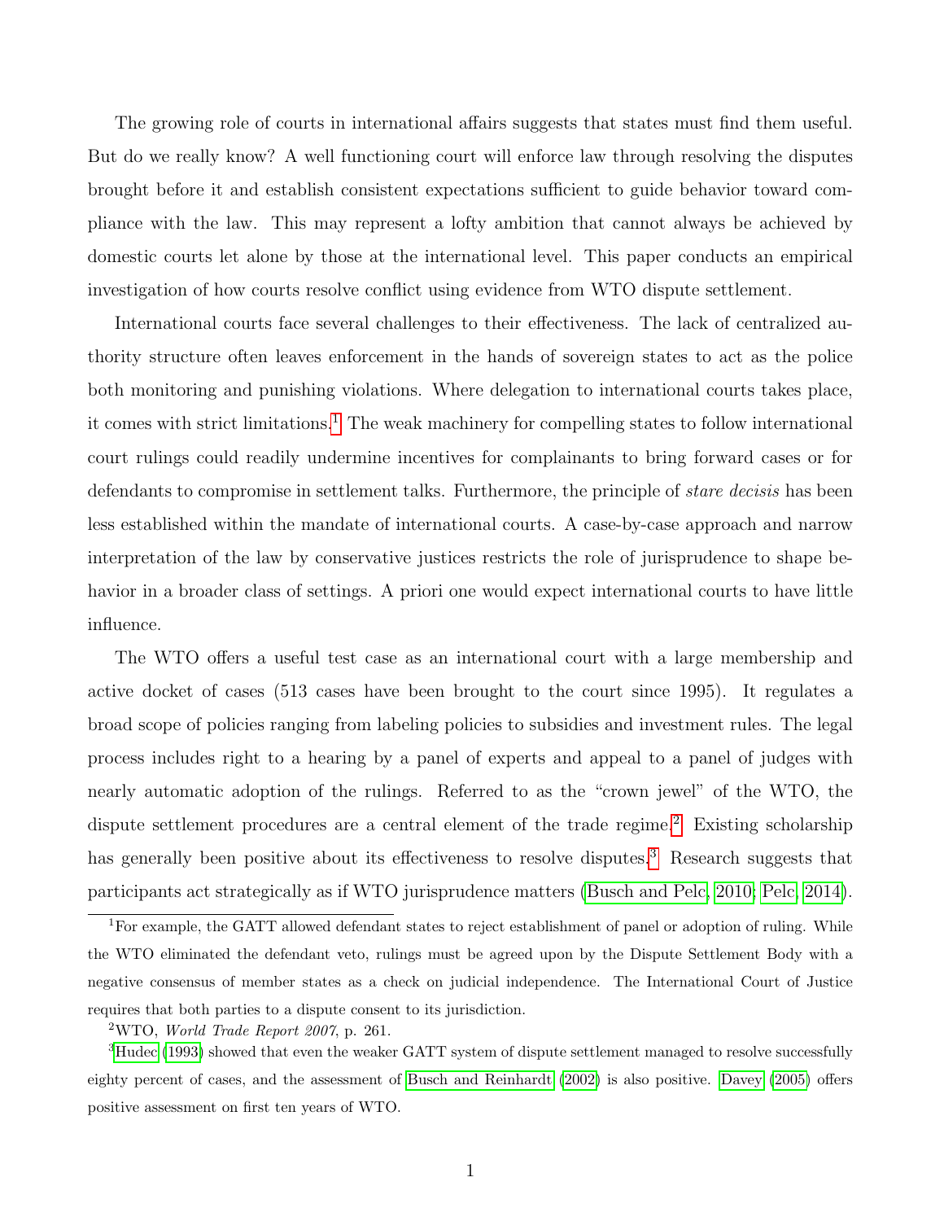The growing role of courts in international affairs suggests that states must find them useful. But do we really know? A well functioning court will enforce law through resolving the disputes brought before it and establish consistent expectations sufficient to guide behavior toward compliance with the law. This may represent a lofty ambition that cannot always be achieved by domestic courts let alone by those at the international level. This paper conducts an empirical investigation of how courts resolve conflict using evidence from WTO dispute settlement.

International courts face several challenges to their effectiveness. The lack of centralized authority structure often leaves enforcement in the hands of sovereign states to act as the police both monitoring and punishing violations. Where delegation to international courts takes place, it comes with strict limitations.[1] The weak machinery for compelling states to follow international court rulings could readily undermine incentives for complainants to bring forward cases or for defendants to compromise in settlement talks. Furthermore, the principle of *stare decisis* has been less established within the mandate of international courts. A case-by-case approach and narrow interpretation of the law by conservative justices restricts the role of jurisprudence to shape behavior in a broader class of settings. A priori one would expect international courts to have little influence.

The WTO offers a useful test case as an international court with a large membership and active docket of cases (513 cases have been brought to the court since 1995). It regulates a broad scope of policies ranging from labeling policies to subsidies and investment rules. The legal process includes right to a hearing by a panel of experts and appeal to a panel of judges with nearly automatic adoption of the rulings. Referred to as the "crown jewel" of the WTO, the dispute settlement procedures are a central element of the trade regime.[2] Existing scholarship has generally been positive about its effectiveness to resolve disputes.[3] Research suggests that participants act strategically as if WTO jurisprudence matters (Busch and Pelc, 2010; Pelc, 2014).

[1] For example, the GATT allowed defendant states to reject establishment of panel or adoption of ruling. While the WTO eliminated the defendant veto, rulings must be agreed upon by the Dispute Settlement Body with a negative consensus of member states as a check on judicial independence. The International Court of Justice requires that both parties to a dispute consent to its jurisdiction.

[2] WTO, *World Trade Report 2007*, p. 261.

[3] Hudec (1993) showed that even the weaker GATT system of dispute settlement managed to resolve successfully eighty percent of cases, and the assessment of Busch and Reinhardt (2002) is also positive. Davey (2005) offers positive assessment on first ten years of WTO.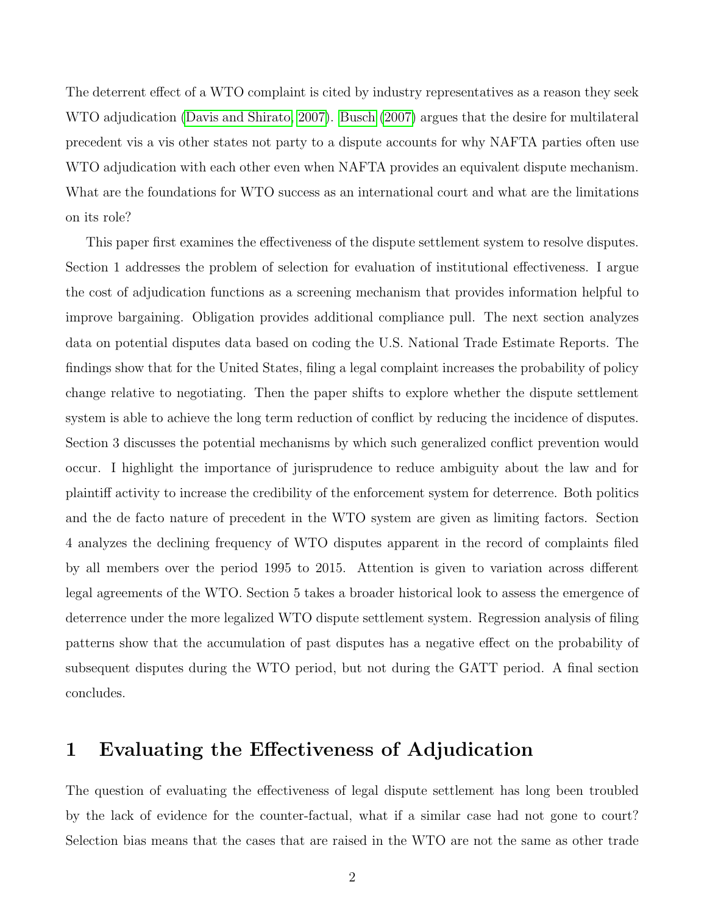The deterrent effect of a WTO complaint is cited by industry representatives as a reason they seek WTO adjudication (Davis and Shirato, 2007). Busch (2007) argues that the desire for multilateral precedent vis a vis other states not party to a dispute accounts for why NAFTA parties often use WTO adjudication with each other even when NAFTA provides an equivalent dispute mechanism. What are the foundations for WTO success as an international court and what are the limitations on its role?

This paper first examines the effectiveness of the dispute settlement system to resolve disputes. Section 1 addresses the problem of selection for evaluation of institutional effectiveness. I argue the cost of adjudication functions as a screening mechanism that provides information helpful to improve bargaining. Obligation provides additional compliance pull. The next section analyzes data on potential disputes data based on coding the U.S. National Trade Estimate Reports. The findings show that for the United States, filing a legal complaint increases the probability of policy change relative to negotiating. Then the paper shifts to explore whether the dispute settlement system is able to achieve the long term reduction of conflict by reducing the incidence of disputes. Section 3 discusses the potential mechanisms by which such generalized conflict prevention would occur. I highlight the importance of jurisprudence to reduce ambiguity about the law and for plaintiff activity to increase the credibility of the enforcement system for deterrence. Both politics and the de facto nature of precedent in the WTO system are given as limiting factors. Section 4 analyzes the declining frequency of WTO disputes apparent in the record of complaints filed by all members over the period 1995 to 2015. Attention is given to variation across different legal agreements of the WTO. Section 5 takes a broader historical look to assess the emergence of deterrence under the more legalized WTO dispute settlement system. Regression analysis of filing patterns show that the accumulation of past disputes has a negative effect on the probability of subsequent disputes during the WTO period, but not during the GATT period. A final section concludes.

# 1 Evaluating the Effectiveness of Adjudication

The question of evaluating the effectiveness of legal dispute settlement has long been troubled by the lack of evidence for the counter-factual, what if a similar case had not gone to court? Selection bias means that the cases that are raised in the WTO are not the same as other trade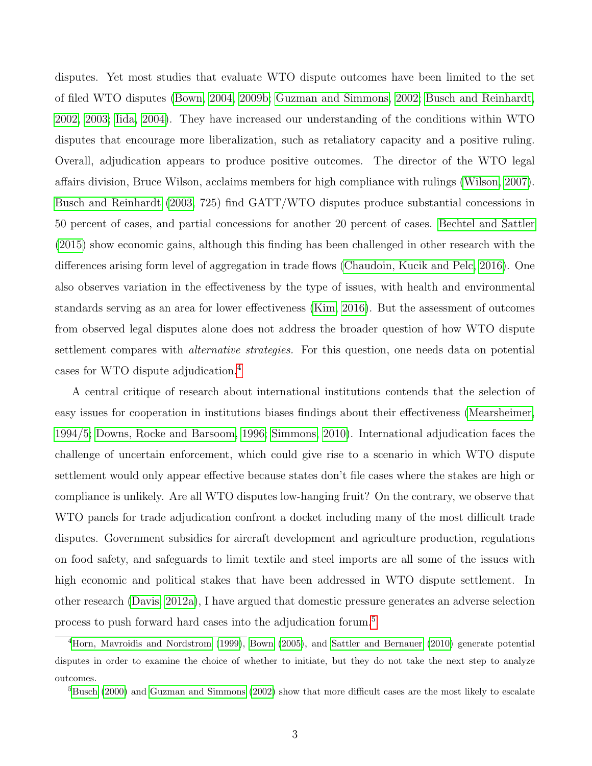disputes. Yet most studies that evaluate WTO dispute outcomes have been limited to the set of filed WTO disputes (Bown, 2004, 2009b; Guzman and Simmons, 2002; Busch and Reinhardt, 2002, 2003; Iida, 2004). They have increased our understanding of the conditions within WTO disputes that encourage more liberalization, such as retaliatory capacity and a positive ruling. Overall, adjudication appears to produce positive outcomes. The director of the WTO legal affairs division, Bruce Wilson, acclaims members for high compliance with rulings (Wilson, 2007). Busch and Reinhardt (2003, 725) find GATT/WTO disputes produce substantial concessions in 50 percent of cases, and partial concessions for another 20 percent of cases. Bechtel and Sattler (2015) show economic gains, although this finding has been challenged in other research with the differences arising form level of aggregation in trade flows (Chaudoin, Kucik and Pelc, 2016). One also observes variation in the effectiveness by the type of issues, with health and environmental standards serving as an area for lower effectiveness (Kim, 2016). But the assessment of outcomes from observed legal disputes alone does not address the broader question of how WTO dispute settlement compares with *alternative strategies*. For this question, one needs data on potential cases for WTO dispute adjudication.[4]

A central critique of research about international institutions contends that the selection of easy issues for cooperation in institutions biases findings about their effectiveness (Mearsheimer, 1994/5; Downs, Rocke and Barsoom, 1996; Simmons, 2010). International adjudication faces the challenge of uncertain enforcement, which could give rise to a scenario in which WTO dispute settlement would only appear effective because states don't file cases where the stakes are high or compliance is unlikely. Are all WTO disputes low-hanging fruit? On the contrary, we observe that WTO panels for trade adjudication confront a docket including many of the most difficult trade disputes. Government subsidies for aircraft development and agriculture production, regulations on food safety, and safeguards to limit textile and steel imports are all some of the issues with high economic and political stakes that have been addressed in WTO dispute settlement. In other research (Davis, 2012a), I have argued that domestic pressure generates an adverse selection process to push forward hard cases into the adjudication forum.[5]

[4] Horn, Mavroidis and Nordstrom (1999), Bown (2005), and Sattler and Bernauer (2010) generate potential disputes in order to examine the choice of whether to initiate, but they do not take the next step to analyze outcomes.

[5] Busch (2000) and Guzman and Simmons (2002) show that more difficult cases are the most likely to escalate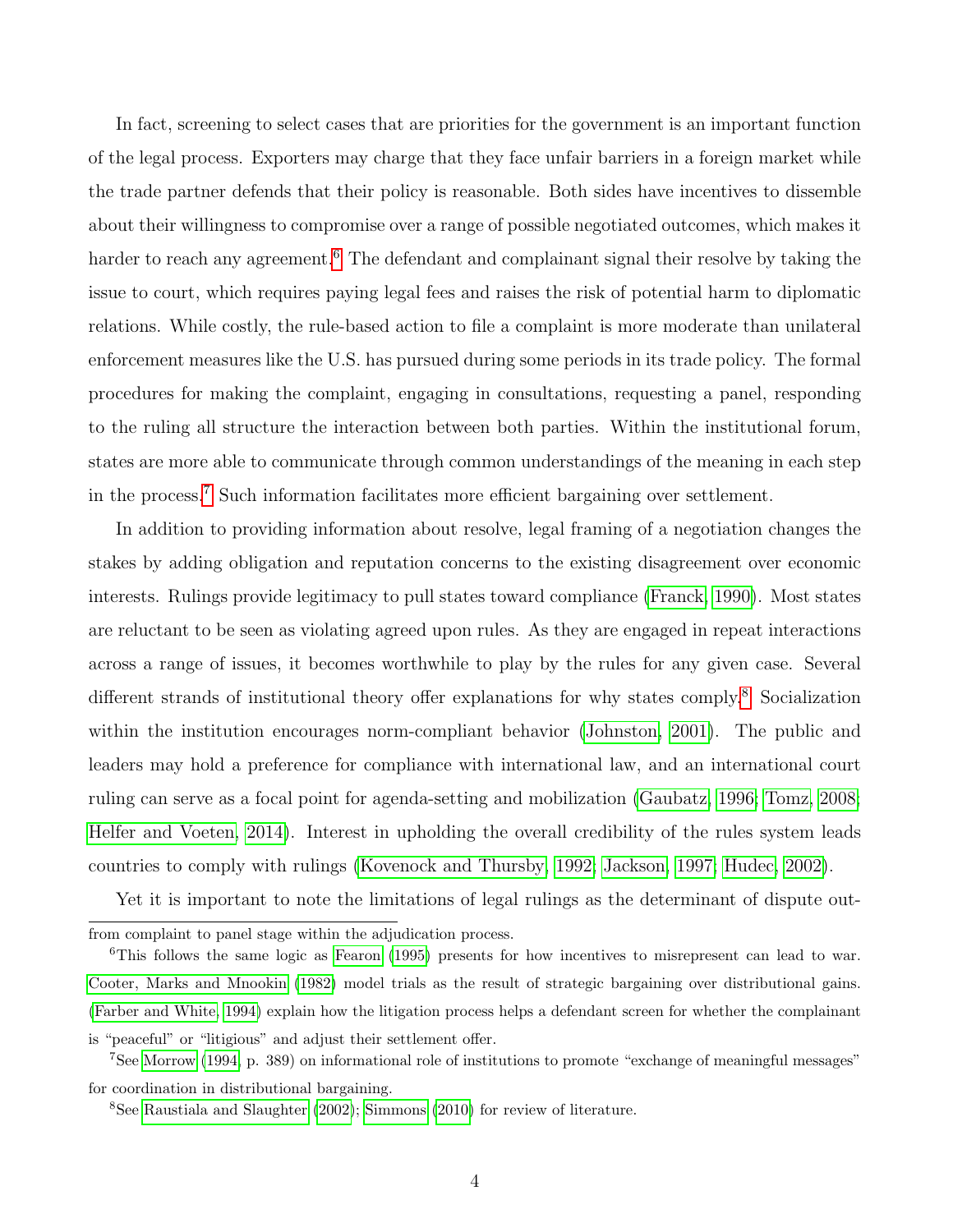In fact, screening to select cases that are priorities for the government is an important function of the legal process. Exporters may charge that they face unfair barriers in a foreign market while the trade partner defends that their policy is reasonable. Both sides have incentives to dissemble about their willingness to compromise over a range of possible negotiated outcomes, which makes it harder to reach any agreement.[6] The defendant and complainant signal their resolve by taking the issue to court, which requires paying legal fees and raises the risk of potential harm to diplomatic relations. While costly, the rule-based action to file a complaint is more moderate than unilateral enforcement measures like the U.S. has pursued during some periods in its trade policy. The formal procedures for making the complaint, engaging in consultations, requesting a panel, responding to the ruling all structure the interaction between both parties. Within the institutional forum, states are more able to communicate through common understandings of the meaning in each step in the process.[7] Such information facilitates more efficient bargaining over settlement.

In addition to providing information about resolve, legal framing of a negotiation changes the stakes by adding obligation and reputation concerns to the existing disagreement over economic interests. Rulings provide legitimacy to pull states toward compliance (Franck, 1990). Most states are reluctant to be seen as violating agreed upon rules. As they are engaged in repeat interactions across a range of issues, it becomes worthwhile to play by the rules for any given case. Several different strands of institutional theory offer explanations for why states comply.[8] Socialization within the institution encourages norm-compliant behavior (Johnston, 2001). The public and leaders may hold a preference for compliance with international law, and an international court ruling can serve as a focal point for agenda-setting and mobilization (Gaubatz, 1996; Tomz, 2008; Helfer and Voeten, 2014). Interest in upholding the overall credibility of the rules system leads countries to comply with rulings (Kovenock and Thursby, 1992; Jackson, 1997; Hudec, 2002).

Yet it is important to note the limitations of legal rulings as the determinant of dispute out-

---

from complaint to panel stage within the adjudication process.

[6] This follows the same logic as Fearon (1995) presents for how incentives to misrepresent can lead to war. Cooter, Marks and Mnookin (1982) model trials as the result of strategic bargaining over distributional gains. (Farber and White, 1994) explain how the litigation process helps a defendant screen for whether the complainant is "peaceful" or "litigious" and adjust their settlement offer.

[7] See Morrow (1994, p. 389) on informational role of institutions to promote "exchange of meaningful messages" for coordination in distributional bargaining.

[8] See Raustiala and Slaughter (2002); Simmons (2010) for review of literature.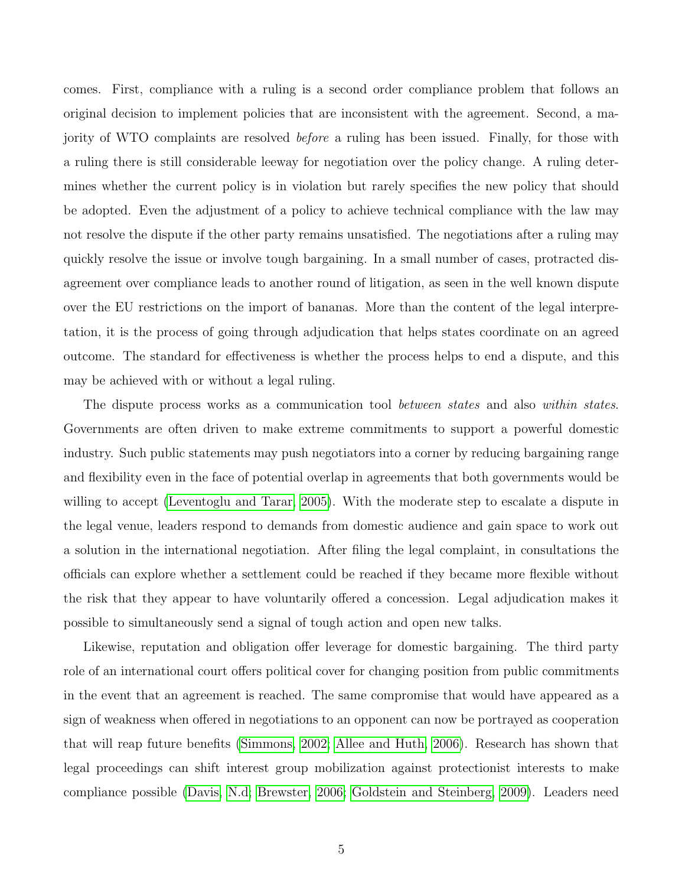comes. First, compliance with a ruling is a second order compliance problem that follows an original decision to implement policies that are inconsistent with the agreement. Second, a majority of WTO complaints are resolved *before* a ruling has been issued. Finally, for those with a ruling there is still considerable leeway for negotiation over the policy change. A ruling determines whether the current policy is in violation but rarely specifies the new policy that should be adopted. Even the adjustment of a policy to achieve technical compliance with the law may not resolve the dispute if the other party remains unsatisfied. The negotiations after a ruling may quickly resolve the issue or involve tough bargaining. In a small number of cases, protracted disagreement over compliance leads to another round of litigation, as seen in the well known dispute over the EU restrictions on the import of bananas. More than the content of the legal interpretation, it is the process of going through adjudication that helps states coordinate on an agreed outcome. The standard for effectiveness is whether the process helps to end a dispute, and this may be achieved with or without a legal ruling.

The dispute process works as a communication tool *between states* and also *within states*. Governments are often driven to make extreme commitments to support a powerful domestic industry. Such public statements may push negotiators into a corner by reducing bargaining range and flexibility even in the face of potential overlap in agreements that both governments would be willing to accept (Leventoglu and Tarar, 2005). With the moderate step to escalate a dispute in the legal venue, leaders respond to demands from domestic audience and gain space to work out a solution in the international negotiation. After filing the legal complaint, in consultations the officials can explore whether a settlement could be reached if they became more flexible without the risk that they appear to have voluntarily offered a concession. Legal adjudication makes it possible to simultaneously send a signal of tough action and open new talks.

Likewise, reputation and obligation offer leverage for domestic bargaining. The third party role of an international court offers political cover for changing position from public commitments in the event that an agreement is reached. The same compromise that would have appeared as a sign of weakness when offered in negotiations to an opponent can now be portrayed as cooperation that will reap future benefits (Simmons, 2002; Allee and Huth, 2006). Research has shown that legal proceedings can shift interest group mobilization against protectionist interests to make compliance possible (Davis, N.d; Brewster, 2006; Goldstein and Steinberg, 2009). Leaders need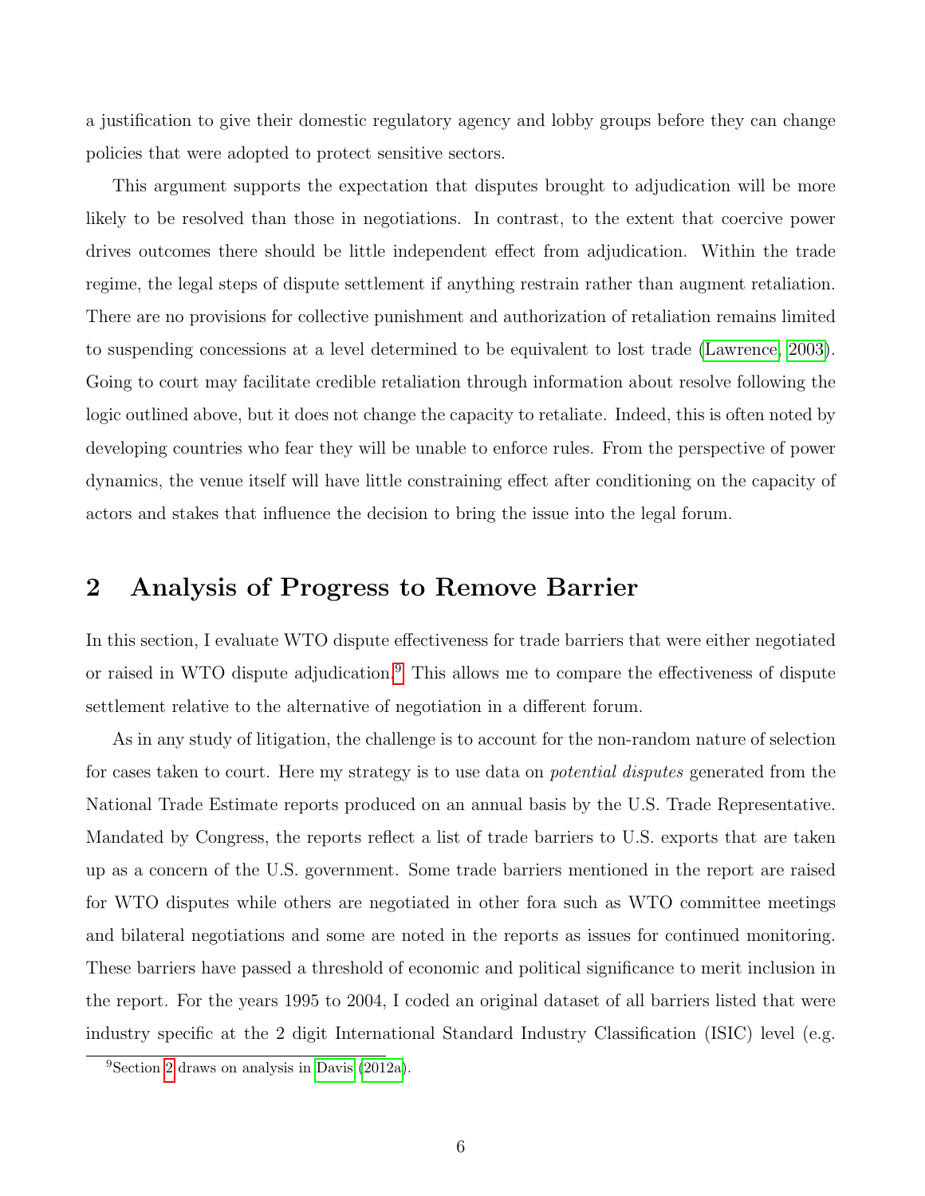a justification to give their domestic regulatory agency and lobby groups before they can change policies that were adopted to protect sensitive sectors.

This argument supports the expectation that disputes brought to adjudication will be more likely to be resolved than those in negotiations. In contrast, to the extent that coercive power drives outcomes there should be little independent effect from adjudication. Within the trade regime, the legal steps of dispute settlement if anything restrain rather than augment retaliation. There are no provisions for collective punishment and authorization of retaliation remains limited to suspending concessions at a level determined to be equivalent to lost trade (Lawrence, 2003). Going to court may facilitate credible retaliation through information about resolve following the logic outlined above, but it does not change the capacity to retaliate. Indeed, this is often noted by developing countries who fear they will be unable to enforce rules. From the perspective of power dynamics, the venue itself will have little constraining effect after conditioning on the capacity of actors and stakes that influence the decision to bring the issue into the legal forum.

## 2 Analysis of Progress to Remove Barrier

In this section, I evaluate WTO dispute effectiveness for trade barriers that were either negotiated or raised in WTO dispute adjudication.[9] This allows me to compare the effectiveness of dispute settlement relative to the alternative of negotiation in a different forum.

As in any study of litigation, the challenge is to account for the non-random nature of selection for cases taken to court. Here my strategy is to use data on *potential disputes* generated from the National Trade Estimate reports produced on an annual basis by the U.S. Trade Representative. Mandated by Congress, the reports reflect a list of trade barriers to U.S. exports that are taken up as a concern of the U.S. government. Some trade barriers mentioned in the report are raised for WTO disputes while others are negotiated in other fora such as WTO committee meetings and bilateral negotiations and some are noted in the reports as issues for continued monitoring. These barriers have passed a threshold of economic and political significance to merit inclusion in the report. For the years 1995 to 2004, I coded an original dataset of all barriers listed that were industry specific at the 2 digit International Standard Industry Classification (ISIC) level (e.g.

[9] Section 2 draws on analysis in Davis (2012a).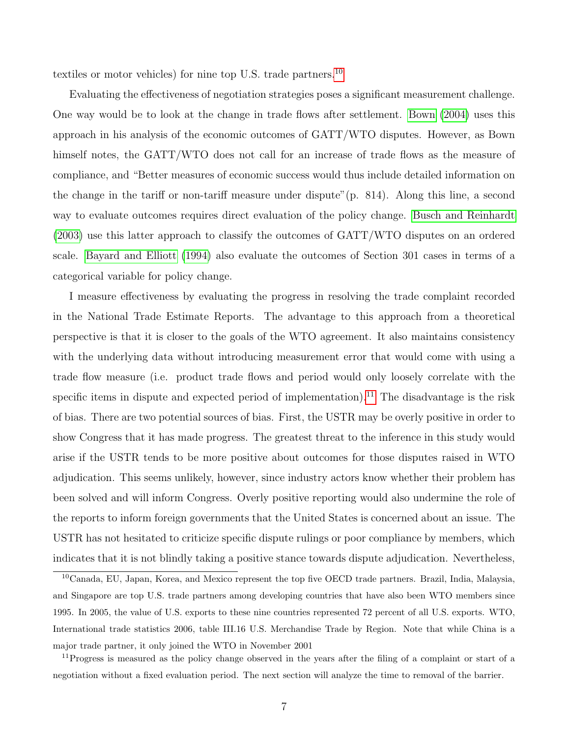textiles or motor vehicles) for nine top U.S. trade partners.[10]

Evaluating the effectiveness of negotiation strategies poses a significant measurement challenge. One way would be to look at the change in trade flows after settlement. Bown (2004) uses this approach in his analysis of the economic outcomes of GATT/WTO disputes. However, as Bown himself notes, the GATT/WTO does not call for an increase of trade flows as the measure of compliance, and "Better measures of economic success would thus include detailed information on the change in the tariff or non-tariff measure under dispute"(p. 814). Along this line, a second way to evaluate outcomes requires direct evaluation of the policy change. Busch and Reinhardt (2003) use this latter approach to classify the outcomes of GATT/WTO disputes on an ordered scale. Bayard and Elliott (1994) also evaluate the outcomes of Section 301 cases in terms of a categorical variable for policy change.

I measure effectiveness by evaluating the progress in resolving the trade complaint recorded in the National Trade Estimate Reports. The advantage to this approach from a theoretical perspective is that it is closer to the goals of the WTO agreement. It also maintains consistency with the underlying data without introducing measurement error that would come with using a trade flow measure (i.e. product trade flows and period would only loosely correlate with the specific items in dispute and expected period of implementation).[11] The disadvantage is the risk of bias. There are two potential sources of bias. First, the USTR may be overly positive in order to show Congress that it has made progress. The greatest threat to the inference in this study would arise if the USTR tends to be more positive about outcomes for those disputes raised in WTO adjudication. This seems unlikely, however, since industry actors know whether their problem has been solved and will inform Congress. Overly positive reporting would also undermine the role of the reports to inform foreign governments that the United States is concerned about an issue. The USTR has not hesitated to criticize specific dispute rulings or poor compliance by members, which indicates that it is not blindly taking a positive stance towards dispute adjudication. Nevertheless,

[10] Canada, EU, Japan, Korea, and Mexico represent the top five OECD trade partners. Brazil, India, Malaysia, and Singapore are top U.S. trade partners among developing countries that have also been WTO members since 1995. In 2005, the value of U.S. exports to these nine countries represented 72 percent of all U.S. exports. WTO, International trade statistics 2006, table III.16 U.S. Merchandise Trade by Region. Note that while China is a major trade partner, it only joined the WTO in November 2001

[11] Progress is measured as the policy change observed in the years after the filing of a complaint or start of a negotiation without a fixed evaluation period. The next section will analyze the time to removal of the barrier.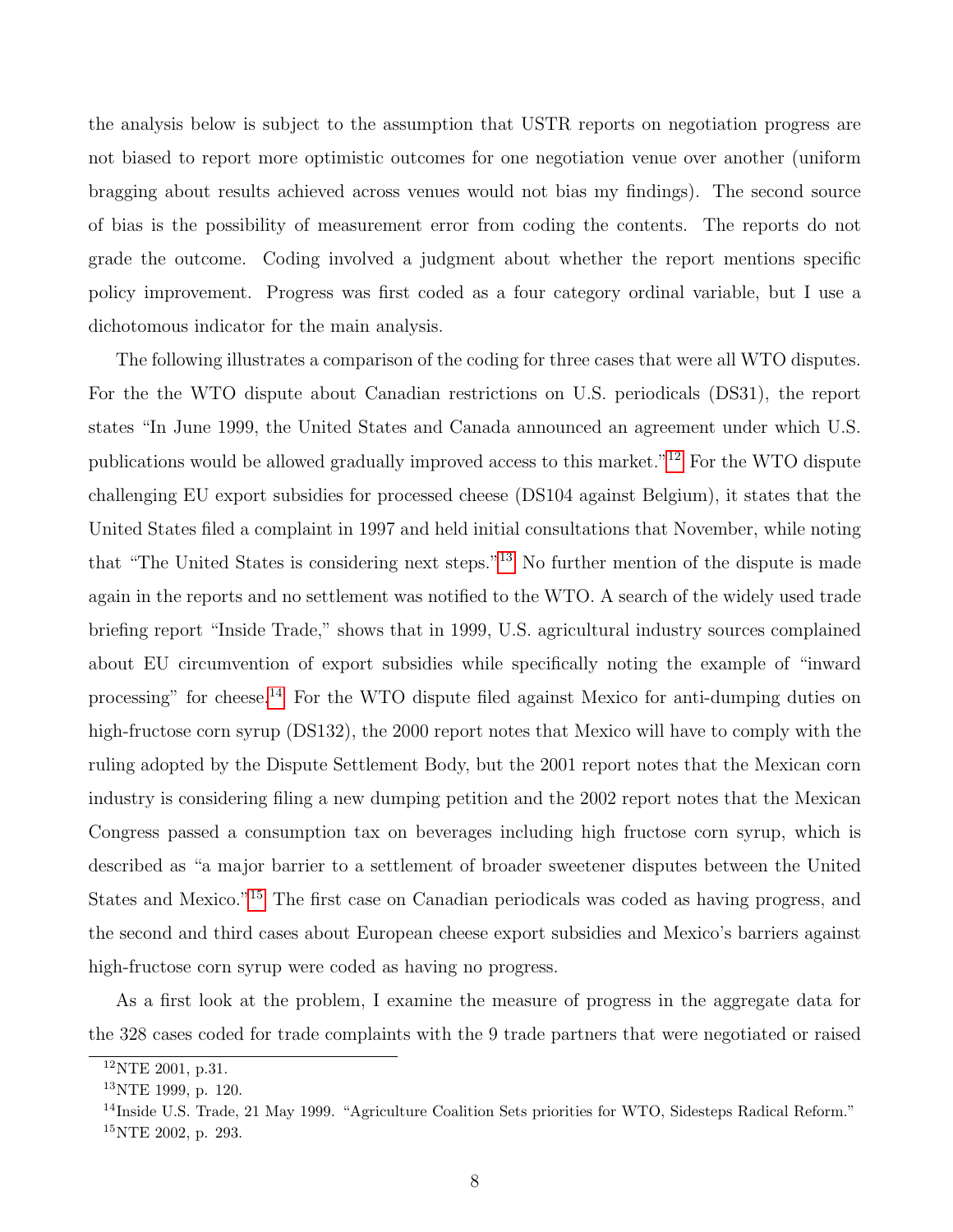the analysis below is subject to the assumption that USTR reports on negotiation progress are not biased to report more optimistic outcomes for one negotiation venue over another (uniform bragging about results achieved across venues would not bias my findings). The second source of bias is the possibility of measurement error from coding the contents. The reports do not grade the outcome. Coding involved a judgment about whether the report mentions specific policy improvement. Progress was first coded as a four category ordinal variable, but I use a dichotomous indicator for the main analysis.

The following illustrates a comparison of the coding for three cases that were all WTO disputes. For the the WTO dispute about Canadian restrictions on U.S. periodicals (DS31), the report states "In June 1999, the United States and Canada announced an agreement under which U.S. publications would be allowed gradually improved access to this market."[12] For the WTO dispute challenging EU export subsidies for processed cheese (DS104 against Belgium), it states that the United States filed a complaint in 1997 and held initial consultations that November, while noting that "The United States is considering next steps."[13] No further mention of the dispute is made again in the reports and no settlement was notified to the WTO. A search of the widely used trade briefing report "Inside Trade," shows that in 1999, U.S. agricultural industry sources complained about EU circumvention of export subsidies while specifically noting the example of "inward processing" for cheese.[14] For the WTO dispute filed against Mexico for anti-dumping duties on high-fructose corn syrup (DS132), the 2000 report notes that Mexico will have to comply with the ruling adopted by the Dispute Settlement Body, but the 2001 report notes that the Mexican corn industry is considering filing a new dumping petition and the 2002 report notes that the Mexican Congress passed a consumption tax on beverages including high fructose corn syrup, which is described as "a major barrier to a settlement of broader sweetener disputes between the United States and Mexico."[15] The first case on Canadian periodicals was coded as having progress, and the second and third cases about European cheese export subsidies and Mexico's barriers against high-fructose corn syrup were coded as having no progress.

As a first look at the problem, I examine the measure of progress in the aggregate data for the 328 cases coded for trade complaints with the 9 trade partners that were negotiated or raised

[12] NTE 2001, p.31.

[13] NTE 1999, p. 120.

[14] Inside U.S. Trade, 21 May 1999. "Agriculture Coalition Sets priorities for WTO, Sidesteps Radical Reform."

[15] NTE 2002, p. 293.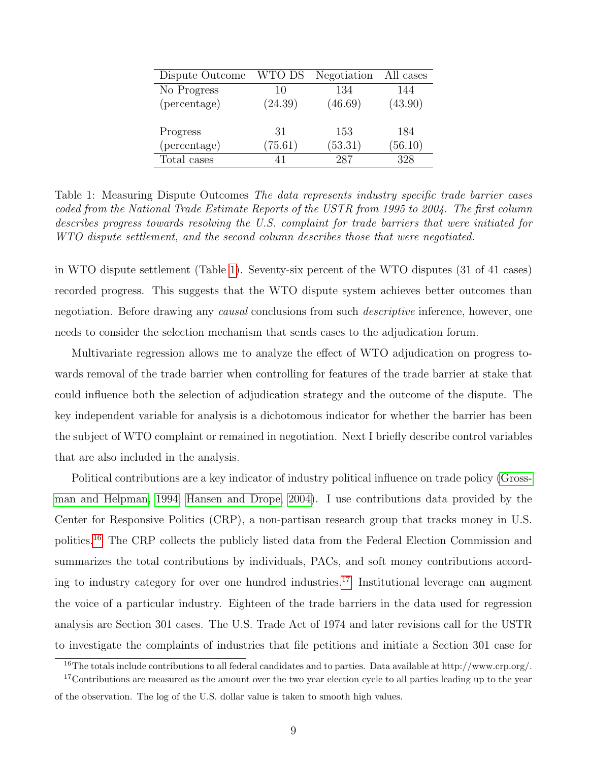| Dispute Outcome | WTO DS | Negotiation | All cases |
|---|---|---|---|
| No Progress | 10 | 134 | 144 |
| (percentage) | (24.39) | (46.69) | (43.90) |
| Progress | 31 | 153 | 184 |
| (percentage) | (75.61) | (53.31) | (56.10) |
| Total cases | 41 | 287 | 328 |

Table 1: Measuring Dispute Outcomes *The data represents industry specific trade barrier cases coded from the National Trade Estimate Reports of the USTR from 1995 to 2004. The first column describes progress towards resolving the U.S. complaint for trade barriers that were initiated for WTO dispute settlement, and the second column describes those that were negotiated.*

in WTO dispute settlement (Table 1). Seventy-six percent of the WTO disputes (31 of 41 cases) recorded progress. This suggests that the WTO dispute system achieves better outcomes than negotiation. Before drawing any *causal* conclusions from such *descriptive* inference, however, one needs to consider the selection mechanism that sends cases to the adjudication forum.

Multivariate regression allows me to analyze the effect of WTO adjudication on progress towards removal of the trade barrier when controlling for features of the trade barrier at stake that could influence both the selection of adjudication strategy and the outcome of the dispute. The key independent variable for analysis is a dichotomous indicator for whether the barrier has been the subject of WTO complaint or remained in negotiation. Next I briefly describe control variables that are also included in the analysis.

Political contributions are a key indicator of industry political influence on trade policy (Grossman and Helpman, 1994; Hansen and Drope, 2004). I use contributions data provided by the Center for Responsive Politics (CRP), a non-partisan research group that tracks money in U.S. politics.[16] The CRP collects the publicly listed data from the Federal Election Commission and summarizes the total contributions by individuals, PACs, and soft money contributions according to industry category for over one hundred industries.[17] Institutional leverage can augment the voice of a particular industry. Eighteen of the trade barriers in the data used for regression analysis are Section 301 cases. The U.S. Trade Act of 1974 and later revisions call for the USTR to investigate the complaints of industries that file petitions and initiate a Section 301 case for

[16] The totals include contributions to all federal candidates and to parties. Data available at http://www.crp.org/.

[17] Contributions are measured as the amount over the two year election cycle to all parties leading up to the year of the observation. The log of the U.S. dollar value is taken to smooth high values.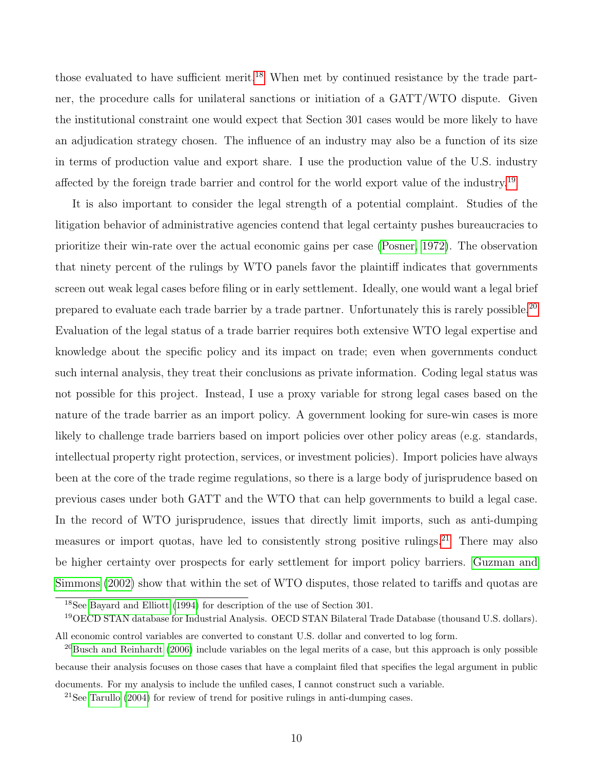those evaluated to have sufficient merit.[18] When met by continued resistance by the trade partner, the procedure calls for unilateral sanctions or initiation of a GATT/WTO dispute. Given the institutional constraint one would expect that Section 301 cases would be more likely to have an adjudication strategy chosen. The influence of an industry may also be a function of its size in terms of production value and export share. I use the production value of the U.S. industry affected by the foreign trade barrier and control for the world export value of the industry.[19]

It is also important to consider the legal strength of a potential complaint. Studies of the litigation behavior of administrative agencies contend that legal certainty pushes bureaucracies to prioritize their win-rate over the actual economic gains per case (Posner, 1972). The observation that ninety percent of the rulings by WTO panels favor the plaintiff indicates that governments screen out weak legal cases before filing or in early settlement. Ideally, one would want a legal brief prepared to evaluate each trade barrier by a trade partner. Unfortunately this is rarely possible.[20] Evaluation of the legal status of a trade barrier requires both extensive WTO legal expertise and knowledge about the specific policy and its impact on trade; even when governments conduct such internal analysis, they treat their conclusions as private information. Coding legal status was not possible for this project. Instead, I use a proxy variable for strong legal cases based on the nature of the trade barrier as an import policy. A government looking for sure-win cases is more likely to challenge trade barriers based on import policies over other policy areas (e.g. standards, intellectual property right protection, services, or investment policies). Import policies have always been at the core of the trade regime regulations, so there is a large body of jurisprudence based on previous cases under both GATT and the WTO that can help governments to build a legal case. In the record of WTO jurisprudence, issues that directly limit imports, such as anti-dumping measures or import quotas, have led to consistently strong positive rulings.[21] There may also be higher certainty over prospects for early settlement for import policy barriers. Guzman and Simmons (2002) show that within the set of WTO disputes, those related to tariffs and quotas are

[18] See Bayard and Elliott (1994) for description of the use of Section 301.

[19] OECD STAN database for Industrial Analysis. OECD STAN Bilateral Trade Database (thousand U.S. dollars). All economic control variables are converted to constant U.S. dollar and converted to log form.

[20] Busch and Reinhardt (2006) include variables on the legal merits of a case, but this approach is only possible because their analysis focuses on those cases that have a complaint filed that specifies the legal argument in public documents. For my analysis to include the unfiled cases, I cannot construct such a variable.

[21] See Tarullo (2004) for review of trend for positive rulings in anti-dumping cases.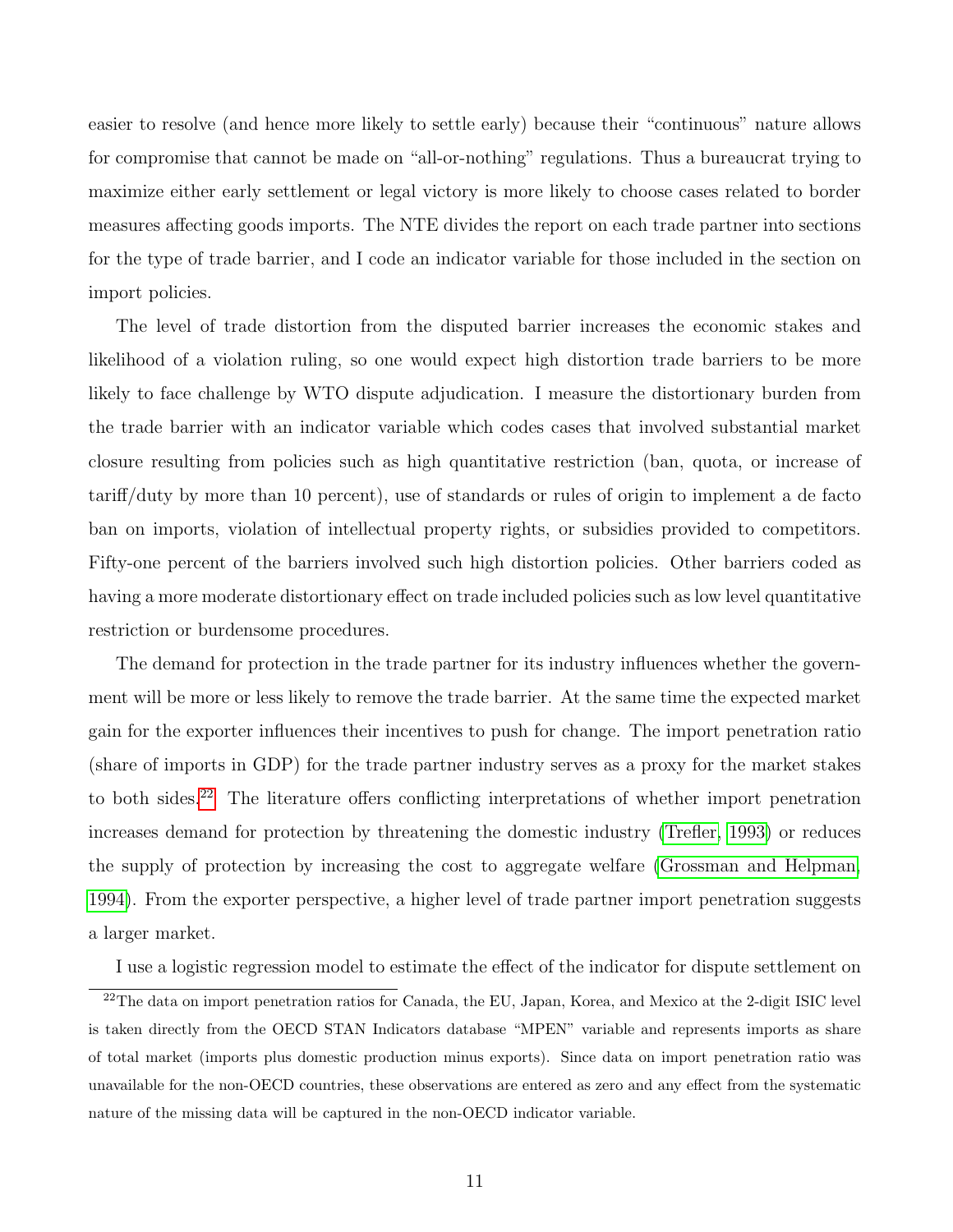easier to resolve (and hence more likely to settle early) because their "continuous" nature allows for compromise that cannot be made on "all-or-nothing" regulations. Thus a bureaucrat trying to maximize either early settlement or legal victory is more likely to choose cases related to border measures affecting goods imports. The NTE divides the report on each trade partner into sections for the type of trade barrier, and I code an indicator variable for those included in the section on import policies.

The level of trade distortion from the disputed barrier increases the economic stakes and likelihood of a violation ruling, so one would expect high distortion trade barriers to be more likely to face challenge by WTO dispute adjudication. I measure the distortionary burden from the trade barrier with an indicator variable which codes cases that involved substantial market closure resulting from policies such as high quantitative restriction (ban, quota, or increase of tariff/duty by more than 10 percent), use of standards or rules of origin to implement a de facto ban on imports, violation of intellectual property rights, or subsidies provided to competitors. Fifty-one percent of the barriers involved such high distortion policies. Other barriers coded as having a more moderate distortionary effect on trade included policies such as low level quantitative restriction or burdensome procedures.

The demand for protection in the trade partner for its industry influences whether the government will be more or less likely to remove the trade barrier. At the same time the expected market gain for the exporter influences their incentives to push for change. The import penetration ratio (share of imports in GDP) for the trade partner industry serves as a proxy for the market stakes to both sides.[22] The literature offers conflicting interpretations of whether import penetration increases demand for protection by threatening the domestic industry (Trefler, 1993) or reduces the supply of protection by increasing the cost to aggregate welfare (Grossman and Helpman, 1994). From the exporter perspective, a higher level of trade partner import penetration suggests a larger market.

I use a logistic regression model to estimate the effect of the indicator for dispute settlement on

[22] The data on import penetration ratios for Canada, the EU, Japan, Korea, and Mexico at the 2-digit ISIC level is taken directly from the OECD STAN Indicators database "MPEN" variable and represents imports as share of total market (imports plus domestic production minus exports). Since data on import penetration ratio was unavailable for the non-OECD countries, these observations are entered as zero and any effect from the systematic nature of the missing data will be captured in the non-OECD indicator variable.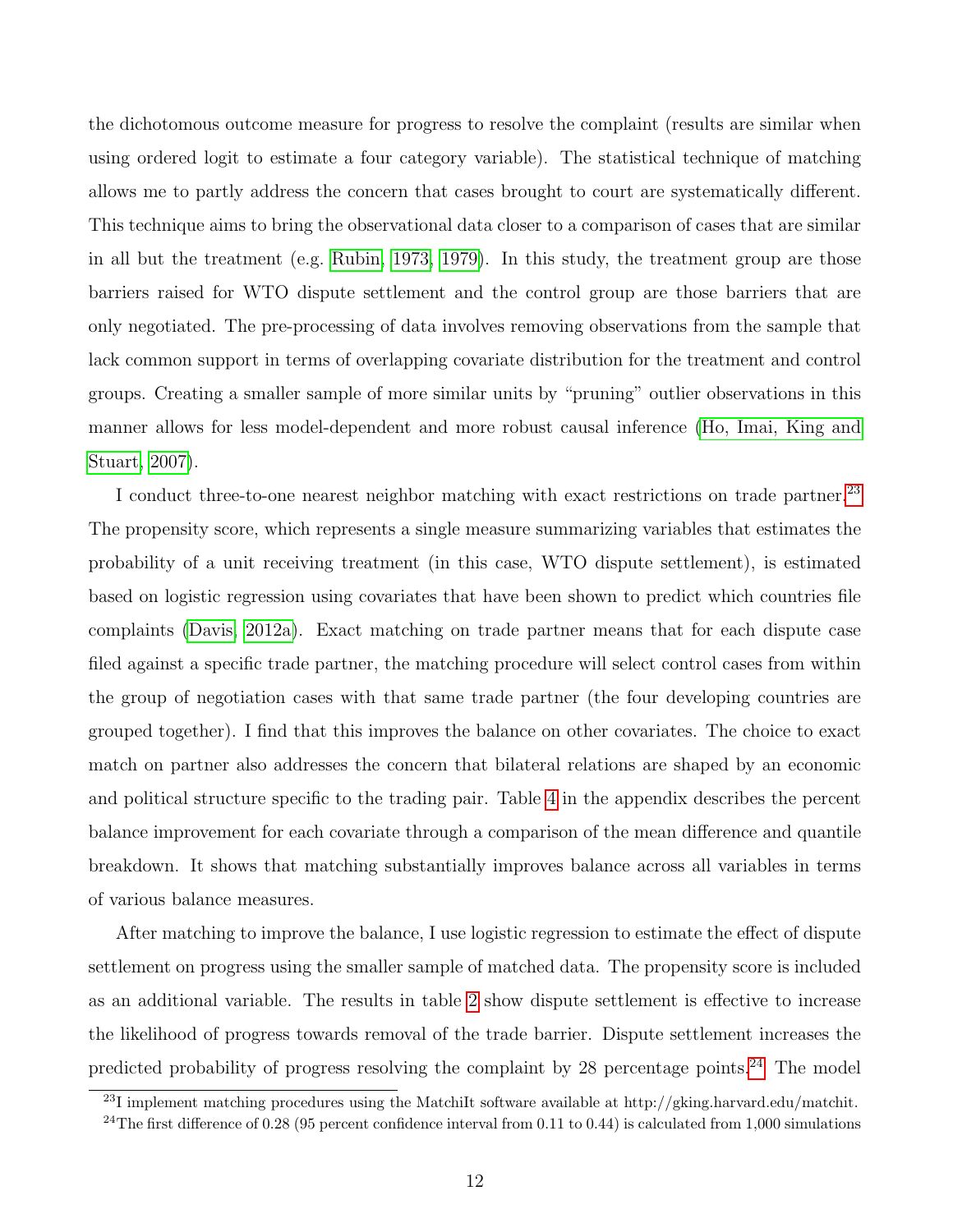the dichotomous outcome measure for progress to resolve the complaint (results are similar when using ordered logit to estimate a four category variable). The statistical technique of matching allows me to partly address the concern that cases brought to court are systematically different. This technique aims to bring the observational data closer to a comparison of cases that are similar in all but the treatment (e.g. Rubin, 1973, 1979). In this study, the treatment group are those barriers raised for WTO dispute settlement and the control group are those barriers that are only negotiated. The pre-processing of data involves removing observations from the sample that lack common support in terms of overlapping covariate distribution for the treatment and control groups. Creating a smaller sample of more similar units by "pruning" outlier observations in this manner allows for less model-dependent and more robust causal inference (Ho, Imai, King and Stuart, 2007).

I conduct three-to-one nearest neighbor matching with exact restrictions on trade partner.[23] The propensity score, which represents a single measure summarizing variables that estimates the probability of a unit receiving treatment (in this case, WTO dispute settlement), is estimated based on logistic regression using covariates that have been shown to predict which countries file complaints (Davis, 2012a). Exact matching on trade partner means that for each dispute case filed against a specific trade partner, the matching procedure will select control cases from within the group of negotiation cases with that same trade partner (the four developing countries are grouped together). I find that this improves the balance on other covariates. The choice to exact match on partner also addresses the concern that bilateral relations are shaped by an economic and political structure specific to the trading pair. Table 4 in the appendix describes the percent balance improvement for each covariate through a comparison of the mean difference and quantile breakdown. It shows that matching substantially improves balance across all variables in terms of various balance measures.

After matching to improve the balance, I use logistic regression to estimate the effect of dispute settlement on progress using the smaller sample of matched data. The propensity score is included as an additional variable. The results in table 2 show dispute settlement is effective to increase the likelihood of progress towards removal of the trade barrier. Dispute settlement increases the predicted probability of progress resolving the complaint by 28 percentage points.[24] The model

[23] I implement matching procedures using the MatchiIt software available at http://gking.harvard.edu/matchit.

[24] The first difference of 0.28 (95 percent confidence interval from 0.11 to 0.44) is calculated from 1,000 simulations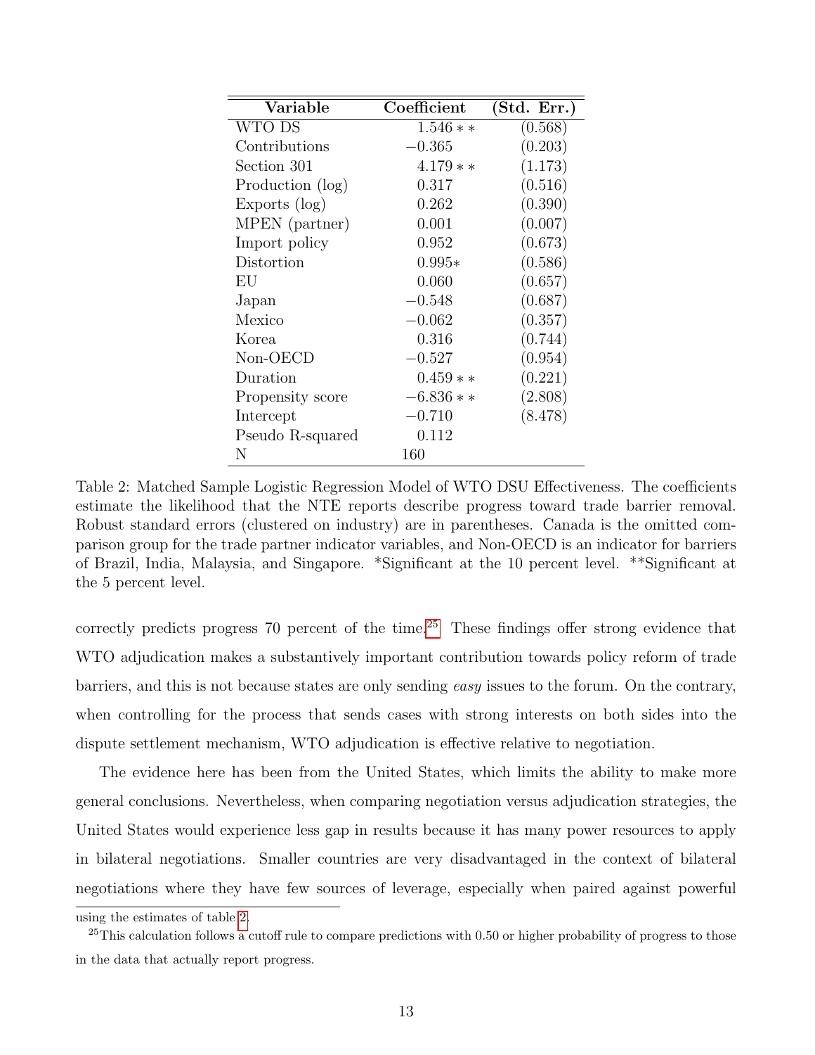| Variable | Coefficient | (Std. Err.) |
|---|---|---|
| WTO DS | 1.546 ** | (0.568) |
| Contributions | −0.365 | (0.203) |
| Section 301 | 4.179 ** | (1.173) |
| Production (log) | 0.317 | (0.516) |
| Exports (log) | 0.262 | (0.390) |
| MPEN (partner) | 0.001 | (0.007) |
| Import policy | 0.952 | (0.673) |
| Distortion | 0.995* | (0.586) |
| EU | 0.060 | (0.657) |
| Japan | −0.548 | (0.687) |
| Mexico | −0.062 | (0.357) |
| Korea | 0.316 | (0.744) |
| Non-OECD | −0.527 | (0.954) |
| Duration | 0.459 ** | (0.221) |
| Propensity score | −6.836 ** | (2.808) |
| Intercept | −0.710 | (8.478) |
| Pseudo R-squared | 0.112 | |
| N | 160 | |

Table 2: Matched Sample Logistic Regression Model of WTO DSU Effectiveness. The coefficients estimate the likelihood that the NTE reports describe progress toward trade barrier removal. Robust standard errors (clustered on industry) are in parentheses. Canada is the omitted comparison group for the trade partner indicator variables, and Non-OECD is an indicator for barriers of Brazil, India, Malaysia, and Singapore. *Significant at the 10 percent level. **Significant at the 5 percent level.

correctly predicts progress 70 percent of the time.[25] These findings offer strong evidence that WTO adjudication makes a substantively important contribution towards policy reform of trade barriers, and this is not because states are only sending *easy* issues to the forum. On the contrary, when controlling for the process that sends cases with strong interests on both sides into the dispute settlement mechanism, WTO adjudication is effective relative to negotiation.

The evidence here has been from the United States, which limits the ability to make more general conclusions. Nevertheless, when comparing negotiation versus adjudication strategies, the United States would experience less gap in results because it has many power resources to apply in bilateral negotiations. Smaller countries are very disadvantaged in the context of bilateral negotiations where they have few sources of leverage, especially when paired against powerful

using the estimates of table 2.

[25] This calculation follows a cutoff rule to compare predictions with 0.50 or higher probability of progress to those in the data that actually report progress.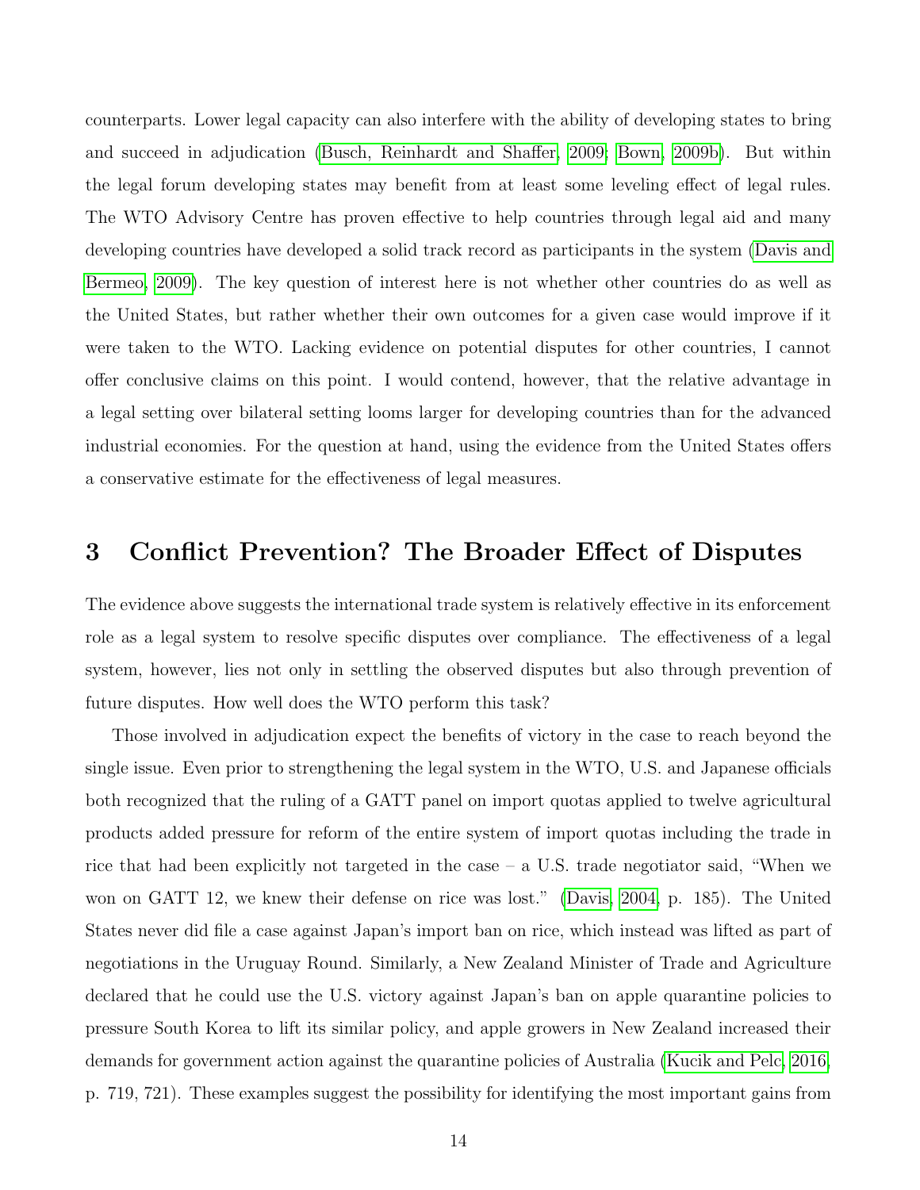counterparts. Lower legal capacity can also interfere with the ability of developing states to bring and succeed in adjudication (Busch, Reinhardt and Shaffer, 2009; Bown, 2009b). But within the legal forum developing states may benefit from at least some leveling effect of legal rules. The WTO Advisory Centre has proven effective to help countries through legal aid and many developing countries have developed a solid track record as participants in the system (Davis and Bermeo, 2009). The key question of interest here is not whether other countries do as well as the United States, but rather whether their own outcomes for a given case would improve if it were taken to the WTO. Lacking evidence on potential disputes for other countries, I cannot offer conclusive claims on this point. I would contend, however, that the relative advantage in a legal setting over bilateral setting looms larger for developing countries than for the advanced industrial economies. For the question at hand, using the evidence from the United States offers a conservative estimate for the effectiveness of legal measures.

# 3 Conflict Prevention? The Broader Effect of Disputes

The evidence above suggests the international trade system is relatively effective in its enforcement role as a legal system to resolve specific disputes over compliance. The effectiveness of a legal system, however, lies not only in settling the observed disputes but also through prevention of future disputes. How well does the WTO perform this task?

Those involved in adjudication expect the benefits of victory in the case to reach beyond the single issue. Even prior to strengthening the legal system in the WTO, U.S. and Japanese officials both recognized that the ruling of a GATT panel on import quotas applied to twelve agricultural products added pressure for reform of the entire system of import quotas including the trade in rice that had been explicitly not targeted in the case – a U.S. trade negotiator said, "When we won on GATT 12, we knew their defense on rice was lost." (Davis, 2004, p. 185). The United States never did file a case against Japan's import ban on rice, which instead was lifted as part of negotiations in the Uruguay Round. Similarly, a New Zealand Minister of Trade and Agriculture declared that he could use the U.S. victory against Japan's ban on apple quarantine policies to pressure South Korea to lift its similar policy, and apple growers in New Zealand increased their demands for government action against the quarantine policies of Australia (Kucik and Pelc, 2016, p. 719, 721). These examples suggest the possibility for identifying the most important gains from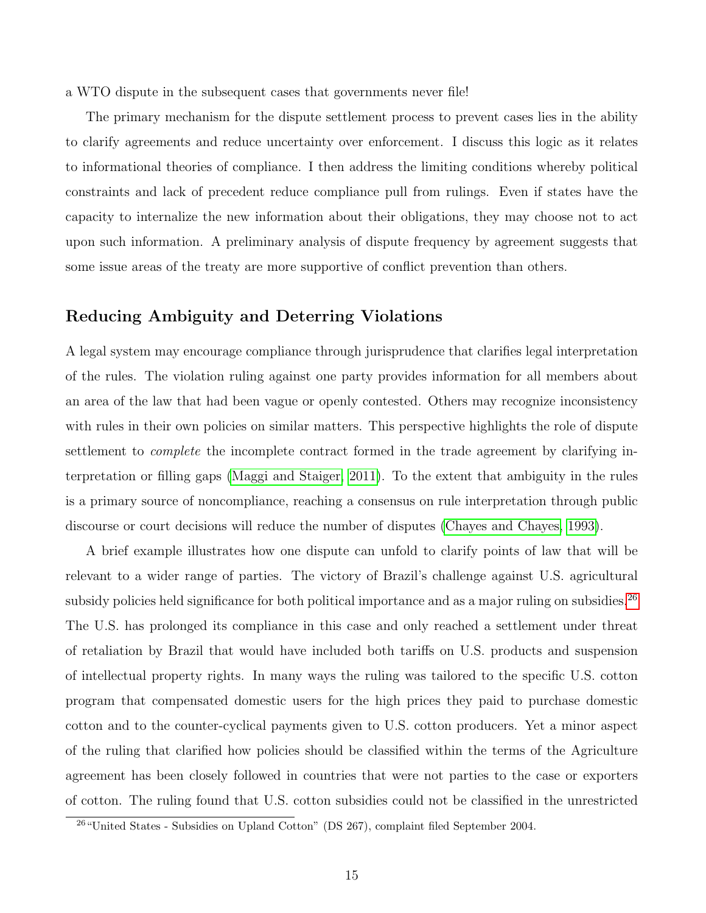a WTO dispute in the subsequent cases that governments never file!

The primary mechanism for the dispute settlement process to prevent cases lies in the ability to clarify agreements and reduce uncertainty over enforcement. I discuss this logic as it relates to informational theories of compliance. I then address the limiting conditions whereby political constraints and lack of precedent reduce compliance pull from rulings. Even if states have the capacity to internalize the new information about their obligations, they may choose not to act upon such information. A preliminary analysis of dispute frequency by agreement suggests that some issue areas of the treaty are more supportive of conflict prevention than others.

## Reducing Ambiguity and Deterring Violations

A legal system may encourage compliance through jurisprudence that clarifies legal interpretation of the rules. The violation ruling against one party provides information for all members about an area of the law that had been vague or openly contested. Others may recognize inconsistency with rules in their own policies on similar matters. This perspective highlights the role of dispute settlement to *complete* the incomplete contract formed in the trade agreement by clarifying interpretation or filling gaps (Maggi and Staiger, 2011). To the extent that ambiguity in the rules is a primary source of noncompliance, reaching a consensus on rule interpretation through public discourse or court decisions will reduce the number of disputes (Chayes and Chayes, 1993).

A brief example illustrates how one dispute can unfold to clarify points of law that will be relevant to a wider range of parties. The victory of Brazil's challenge against U.S. agricultural subsidy policies held significance for both political importance and as a major ruling on subsidies.[26] The U.S. has prolonged its compliance in this case and only reached a settlement under threat of retaliation by Brazil that would have included both tariffs on U.S. products and suspension of intellectual property rights. In many ways the ruling was tailored to the specific U.S. cotton program that compensated domestic users for the high prices they paid to purchase domestic cotton and to the counter-cyclical payments given to U.S. cotton producers. Yet a minor aspect of the ruling that clarified how policies should be classified within the terms of the Agriculture agreement has been closely followed in countries that were not parties to the case or exporters of cotton. The ruling found that U.S. cotton subsidies could not be classified in the unrestricted

[26] "United States - Subsidies on Upland Cotton" (DS 267), complaint filed September 2004.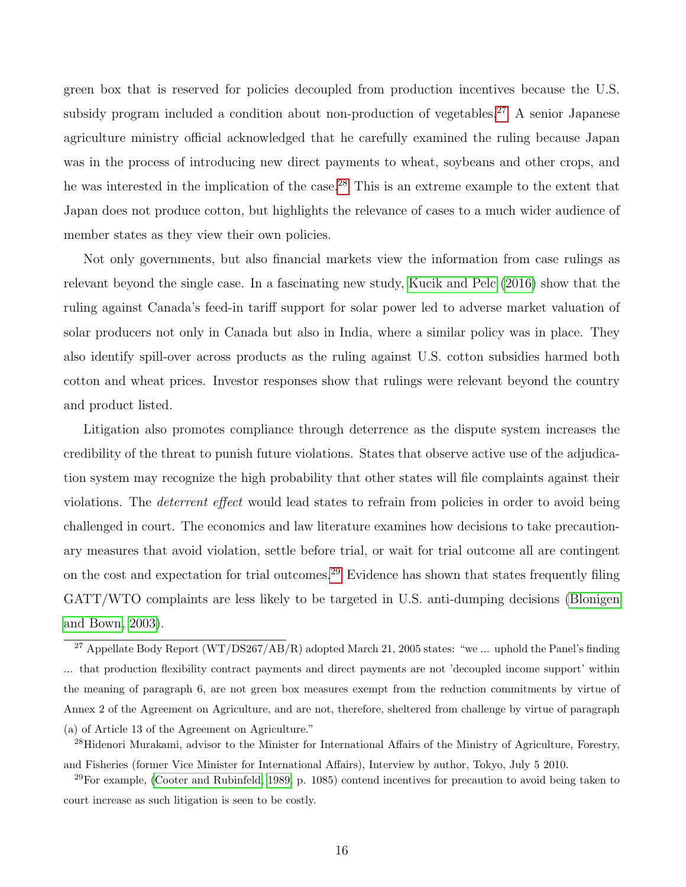green box that is reserved for policies decoupled from production incentives because the U.S. subsidy program included a condition about non-production of vegetables.[27] A senior Japanese agriculture ministry official acknowledged that he carefully examined the ruling because Japan was in the process of introducing new direct payments to wheat, soybeans and other crops, and he was interested in the implication of the case.[28] This is an extreme example to the extent that Japan does not produce cotton, but highlights the relevance of cases to a much wider audience of member states as they view their own policies.

Not only governments, but also financial markets view the information from case rulings as relevant beyond the single case. In a fascinating new study, Kucik and Pelc (2016) show that the ruling against Canada's feed-in tariff support for solar power led to adverse market valuation of solar producers not only in Canada but also in India, where a similar policy was in place. They also identify spill-over across products as the ruling against U.S. cotton subsidies harmed both cotton and wheat prices. Investor responses show that rulings were relevant beyond the country and product listed.

Litigation also promotes compliance through deterrence as the dispute system increases the credibility of the threat to punish future violations. States that observe active use of the adjudication system may recognize the high probability that other states will file complaints against their violations. The *deterrent effect* would lead states to refrain from policies in order to avoid being challenged in court. The economics and law literature examines how decisions to take precautionary measures that avoid violation, settle before trial, or wait for trial outcome all are contingent on the cost and expectation for trial outcomes.[29] Evidence has shown that states frequently filing GATT/WTO complaints are less likely to be targeted in U.S. anti-dumping decisions (Blonigen and Bown, 2003).

---

[27] Appellate Body Report (WT/DS267/AB/R) adopted March 21, 2005 states: "we ... uphold the Panel's finding ... that production flexibility contract payments and direct payments are not 'decoupled income support' within the meaning of paragraph 6, are not green box measures exempt from the reduction commitments by virtue of Annex 2 of the Agreement on Agriculture, and are not, therefore, sheltered from challenge by virtue of paragraph (a) of Article 13 of the Agreement on Agriculture."

[28] Hidenori Murakami, advisor to the Minister for International Affairs of the Ministry of Agriculture, Forestry, and Fisheries (former Vice Minister for International Affairs), Interview by author, Tokyo, July 5 2010.

[29] For example, (Cooter and Rubinfeld, 1989, p. 1085) contend incentives for precaution to avoid being taken to court increase as such litigation is seen to be costly.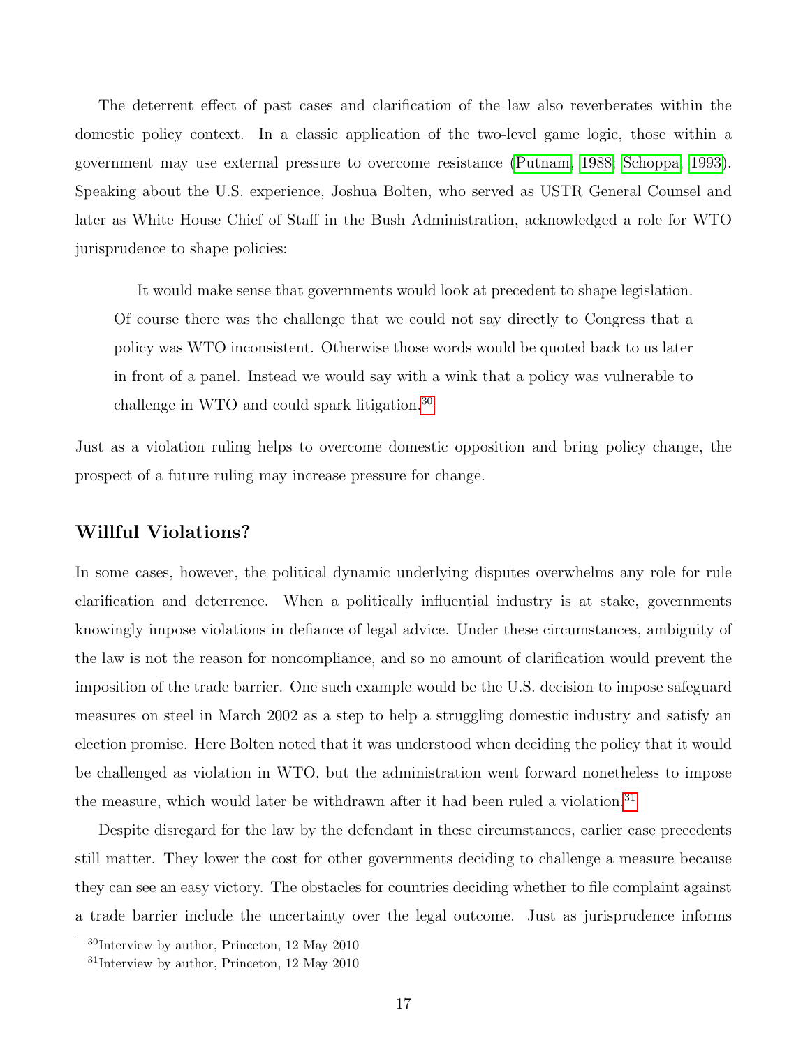The deterrent effect of past cases and clarification of the law also reverberates within the domestic policy context. In a classic application of the two-level game logic, those within a government may use external pressure to overcome resistance (Putnam, 1988; Schoppa, 1993). Speaking about the U.S. experience, Joshua Bolten, who served as USTR General Counsel and later as White House Chief of Staff in the Bush Administration, acknowledged a role for WTO jurisprudence to shape policies:

> It would make sense that governments would look at precedent to shape legislation. Of course there was the challenge that we could not say directly to Congress that a policy was WTO inconsistent. Otherwise those words would be quoted back to us later in front of a panel. Instead we would say with a wink that a policy was vulnerable to challenge in WTO and could spark litigation.[30]

Just as a violation ruling helps to overcome domestic opposition and bring policy change, the prospect of a future ruling may increase pressure for change.

## Willful Violations?

In some cases, however, the political dynamic underlying disputes overwhelms any role for rule clarification and deterrence. When a politically influential industry is at stake, governments knowingly impose violations in defiance of legal advice. Under these circumstances, ambiguity of the law is not the reason for noncompliance, and so no amount of clarification would prevent the imposition of the trade barrier. One such example would be the U.S. decision to impose safeguard measures on steel in March 2002 as a step to help a struggling domestic industry and satisfy an election promise. Here Bolten noted that it was understood when deciding the policy that it would be challenged as violation in WTO, but the administration went forward nonetheless to impose the measure, which would later be withdrawn after it had been ruled a violation.[31]

Despite disregard for the law by the defendant in these circumstances, earlier case precedents still matter. They lower the cost for other governments deciding to challenge a measure because they can see an easy victory. The obstacles for countries deciding whether to file complaint against a trade barrier include the uncertainty over the legal outcome. Just as jurisprudence informs

[30] Interview by author, Princeton, 12 May 2010

[31] Interview by author, Princeton, 12 May 2010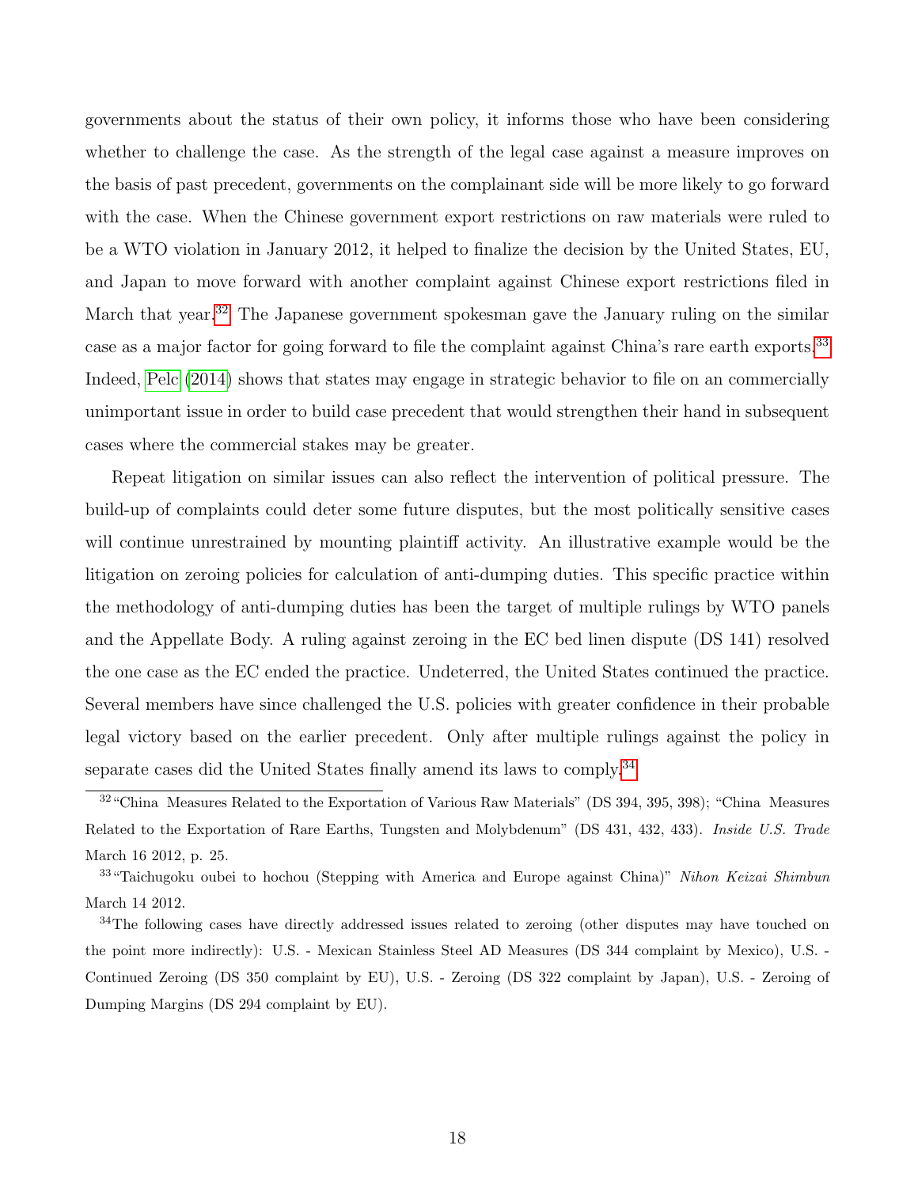governments about the status of their own policy, it informs those who have been considering whether to challenge the case. As the strength of the legal case against a measure improves on the basis of past precedent, governments on the complainant side will be more likely to go forward with the case. When the Chinese government export restrictions on raw materials were ruled to be a WTO violation in January 2012, it helped to finalize the decision by the United States, EU, and Japan to move forward with another complaint against Chinese export restrictions filed in March that year.[32] The Japanese government spokesman gave the January ruling on the similar case as a major factor for going forward to file the complaint against China's rare earth exports.[33] Indeed, Pelc (2014) shows that states may engage in strategic behavior to file on an commercially unimportant issue in order to build case precedent that would strengthen their hand in subsequent cases where the commercial stakes may be greater.

Repeat litigation on similar issues can also reflect the intervention of political pressure. The build-up of complaints could deter some future disputes, but the most politically sensitive cases will continue unrestrained by mounting plaintiff activity. An illustrative example would be the litigation on zeroing policies for calculation of anti-dumping duties. This specific practice within the methodology of anti-dumping duties has been the target of multiple rulings by WTO panels and the Appellate Body. A ruling against zeroing in the EC bed linen dispute (DS 141) resolved the one case as the EC ended the practice. Undeterred, the United States continued the practice. Several members have since challenged the U.S. policies with greater confidence in their probable legal victory based on the earlier precedent. Only after multiple rulings against the policy in separate cases did the United States finally amend its laws to comply.[34]

---

[32] "China Measures Related to the Exportation of Various Raw Materials" (DS 394, 395, 398); "China Measures Related to the Exportation of Rare Earths, Tungsten and Molybdenum" (DS 431, 432, 433). *Inside U.S. Trade* March 16 2012, p. 25.

[33] "Taichugoku oubei to hochou (Stepping with America and Europe against China)" *Nihon Keizai Shimbun* March 14 2012.

[34] The following cases have directly addressed issues related to zeroing (other disputes may have touched on the point more indirectly): U.S. - Mexican Stainless Steel AD Measures (DS 344 complaint by Mexico), U.S. - Continued Zeroing (DS 350 complaint by EU), U.S. - Zeroing (DS 322 complaint by Japan), U.S. - Zeroing of Dumping Margins (DS 294 complaint by EU).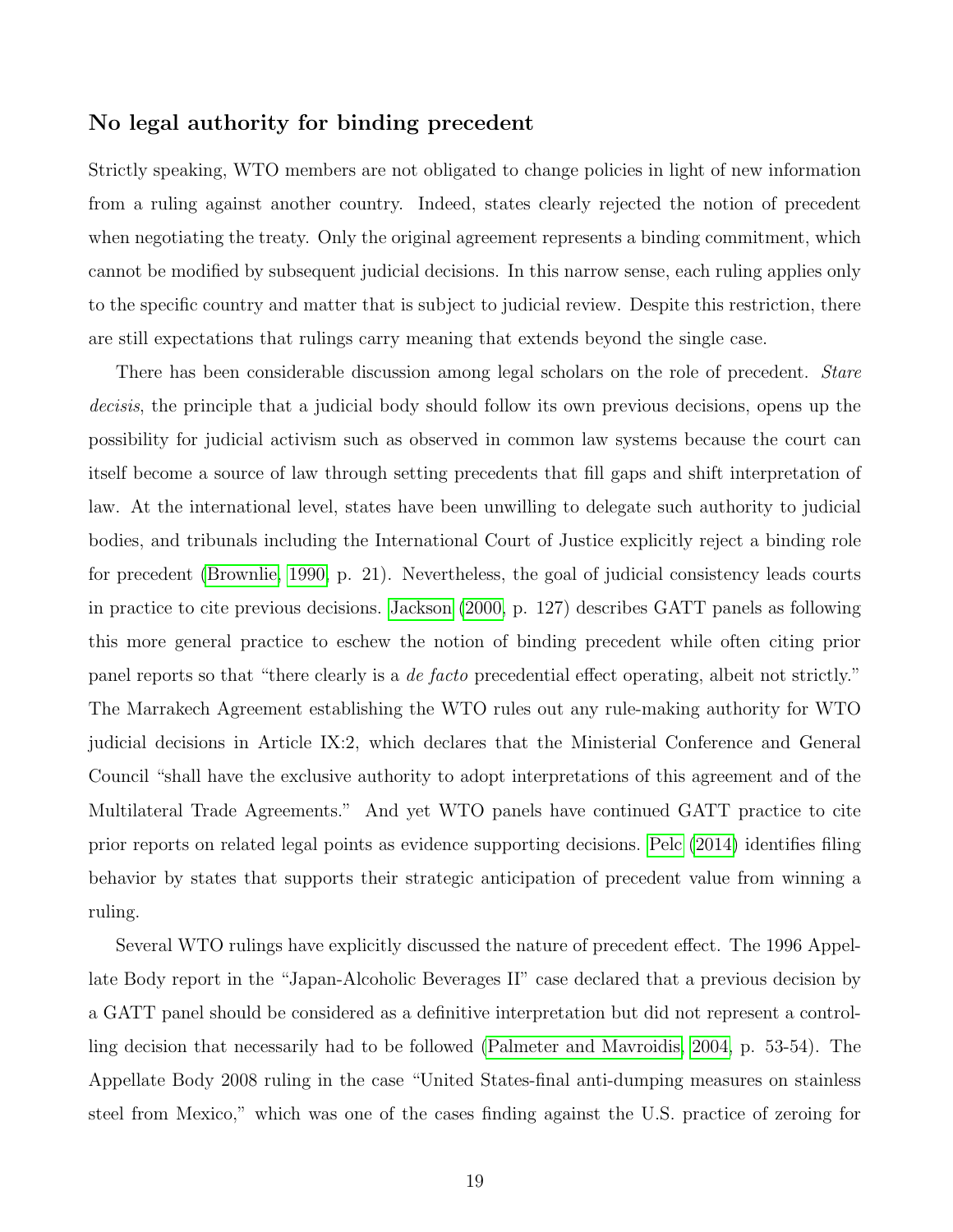## No legal authority for binding precedent

Strictly speaking, WTO members are not obligated to change policies in light of new information from a ruling against another country. Indeed, states clearly rejected the notion of precedent when negotiating the treaty. Only the original agreement represents a binding commitment, which cannot be modified by subsequent judicial decisions. In this narrow sense, each ruling applies only to the specific country and matter that is subject to judicial review. Despite this restriction, there are still expectations that rulings carry meaning that extends beyond the single case.

There has been considerable discussion among legal scholars on the role of precedent. *Stare decisis*, the principle that a judicial body should follow its own previous decisions, opens up the possibility for judicial activism such as observed in common law systems because the court can itself become a source of law through setting precedents that fill gaps and shift interpretation of law. At the international level, states have been unwilling to delegate such authority to judicial bodies, and tribunals including the International Court of Justice explicitly reject a binding role for precedent (Brownlie, 1990, p. 21). Nevertheless, the goal of judicial consistency leads courts in practice to cite previous decisions. Jackson (2000, p. 127) describes GATT panels as following this more general practice to eschew the notion of binding precedent while often citing prior panel reports so that "there clearly is a *de facto* precedential effect operating, albeit not strictly." The Marrakech Agreement establishing the WTO rules out any rule-making authority for WTO judicial decisions in Article IX:2, which declares that the Ministerial Conference and General Council "shall have the exclusive authority to adopt interpretations of this agreement and of the Multilateral Trade Agreements." And yet WTO panels have continued GATT practice to cite prior reports on related legal points as evidence supporting decisions. Pelc (2014) identifies filing behavior by states that supports their strategic anticipation of precedent value from winning a ruling.

Several WTO rulings have explicitly discussed the nature of precedent effect. The 1996 Appellate Body report in the "Japan-Alcoholic Beverages II" case declared that a previous decision by a GATT panel should be considered as a definitive interpretation but did not represent a controlling decision that necessarily had to be followed (Palmeter and Mavroidis, 2004, p. 53-54). The Appellate Body 2008 ruling in the case "United States-final anti-dumping measures on stainless steel from Mexico," which was one of the cases finding against the U.S. practice of zeroing for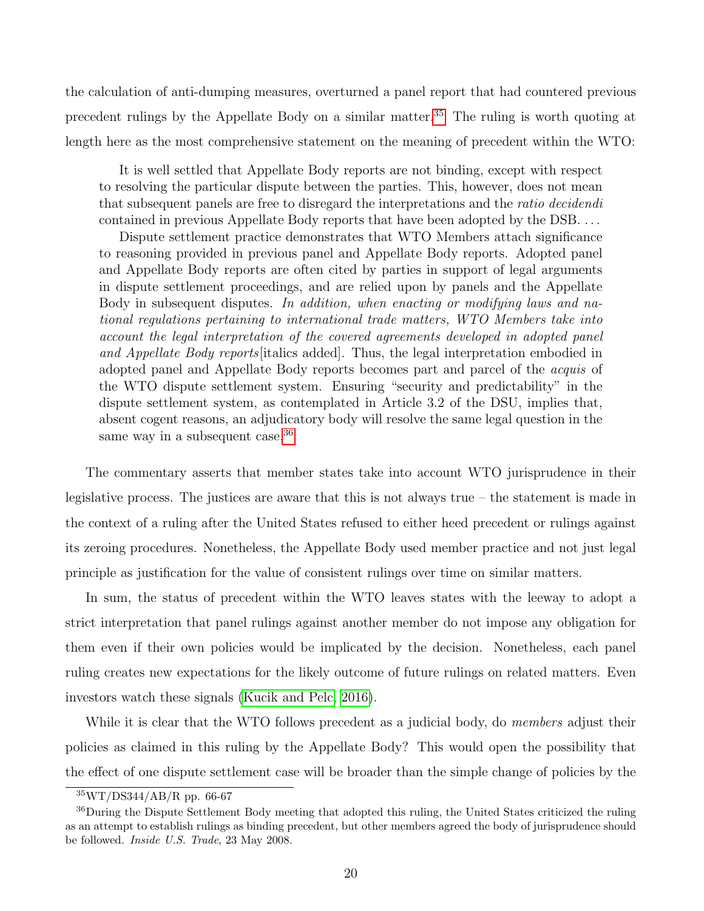the calculation of anti-dumping measures, overturned a panel report that had countered previous precedent rulings by the Appellate Body on a similar matter.[35] The ruling is worth quoting at length here as the most comprehensive statement on the meaning of precedent within the WTO:

> It is well settled that Appellate Body reports are not binding, except with respect to resolving the particular dispute between the parties. This, however, does not mean that subsequent panels are free to disregard the interpretations and the *ratio decidendi* contained in previous Appellate Body reports that have been adopted by the DSB. . . .
>
> Dispute settlement practice demonstrates that WTO Members attach significance to reasoning provided in previous panel and Appellate Body reports. Adopted panel and Appellate Body reports are often cited by parties in support of legal arguments in dispute settlement proceedings, and are relied upon by panels and the Appellate Body in subsequent disputes. *In addition, when enacting or modifying laws and national regulations pertaining to international trade matters, WTO Members take into account the legal interpretation of the covered agreements developed in adopted panel and Appellate Body reports*[italics added]. Thus, the legal interpretation embodied in adopted panel and Appellate Body reports becomes part and parcel of the *acquis* of the WTO dispute settlement system. Ensuring "security and predictability" in the dispute settlement system, as contemplated in Article 3.2 of the DSU, implies that, absent cogent reasons, an adjudicatory body will resolve the same legal question in the same way in a subsequent case.[36]

The commentary asserts that member states take into account WTO jurisprudence in their legislative process. The justices are aware that this is not always true – the statement is made in the context of a ruling after the United States refused to either heed precedent or rulings against its zeroing procedures. Nonetheless, the Appellate Body used member practice and not just legal principle as justification for the value of consistent rulings over time on similar matters.

In sum, the status of precedent within the WTO leaves states with the leeway to adopt a strict interpretation that panel rulings against another member do not impose any obligation for them even if their own policies would be implicated by the decision. Nonetheless, each panel ruling creates new expectations for the likely outcome of future rulings on related matters. Even investors watch these signals (Kucik and Pelc, 2016).

While it is clear that the WTO follows precedent as a judicial body, do *members* adjust their policies as claimed in this ruling by the Appellate Body? This would open the possibility that the effect of one dispute settlement case will be broader than the simple change of policies by the

[35] WT/DS344/AB/R pp. 66-67

[36] During the Dispute Settlement Body meeting that adopted this ruling, the United States criticized the ruling as an attempt to establish rulings as binding precedent, but other members agreed the body of jurisprudence should be followed. *Inside U.S. Trade*, 23 May 2008.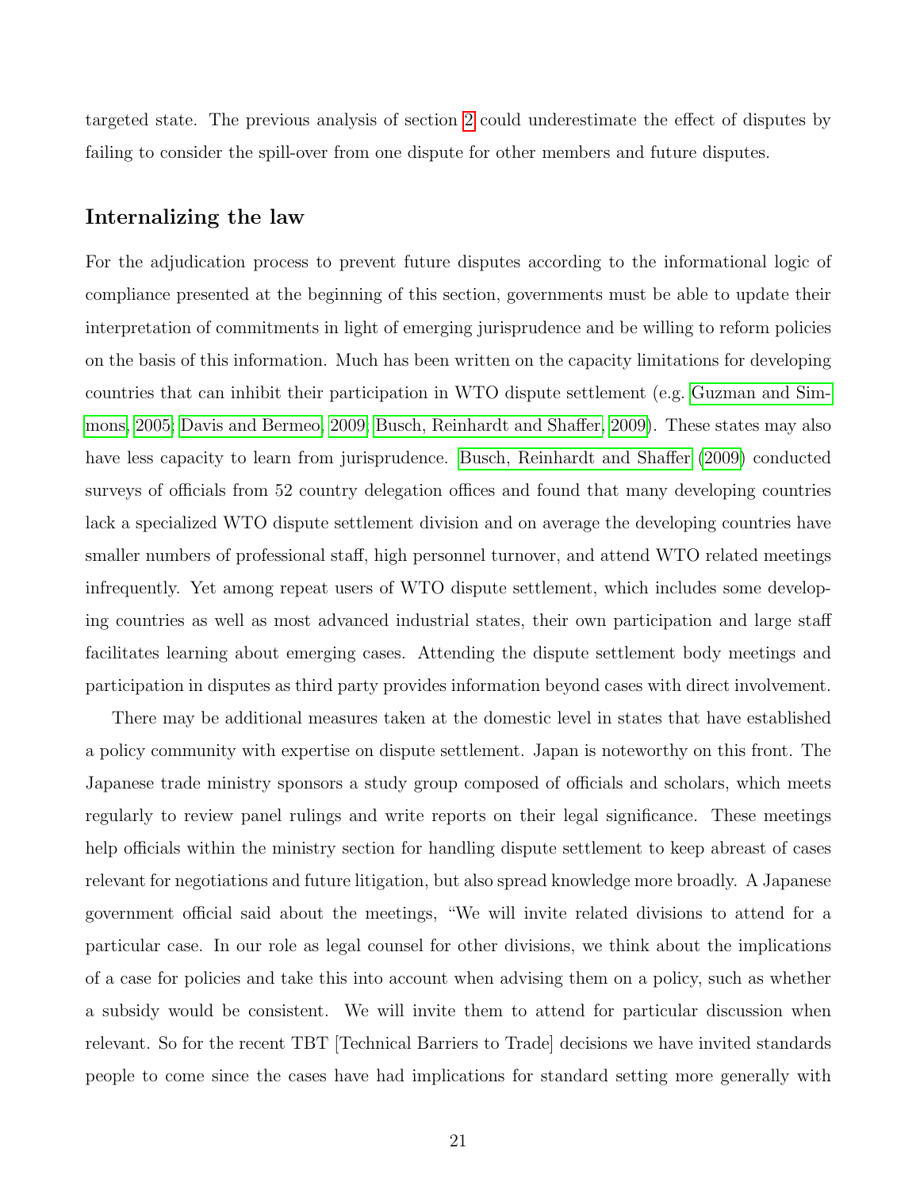targeted state. The previous analysis of section 2 could underestimate the effect of disputes by failing to consider the spill-over from one dispute for other members and future disputes.

## Internalizing the law

For the adjudication process to prevent future disputes according to the informational logic of compliance presented at the beginning of this section, governments must be able to update their interpretation of commitments in light of emerging jurisprudence and be willing to reform policies on the basis of this information. Much has been written on the capacity limitations for developing countries that can inhibit their participation in WTO dispute settlement (e.g. Guzman and Simmons, 2005; Davis and Bermeo, 2009; Busch, Reinhardt and Shaffer, 2009). These states may also have less capacity to learn from jurisprudence. Busch, Reinhardt and Shaffer (2009) conducted surveys of officials from 52 country delegation offices and found that many developing countries lack a specialized WTO dispute settlement division and on average the developing countries have smaller numbers of professional staff, high personnel turnover, and attend WTO related meetings infrequently. Yet among repeat users of WTO dispute settlement, which includes some developing countries as well as most advanced industrial states, their own participation and large staff facilitates learning about emerging cases. Attending the dispute settlement body meetings and participation in disputes as third party provides information beyond cases with direct involvement.

There may be additional measures taken at the domestic level in states that have established a policy community with expertise on dispute settlement. Japan is noteworthy on this front. The Japanese trade ministry sponsors a study group composed of officials and scholars, which meets regularly to review panel rulings and write reports on their legal significance. These meetings help officials within the ministry section for handling dispute settlement to keep abreast of cases relevant for negotiations and future litigation, but also spread knowledge more broadly. A Japanese government official said about the meetings, "We will invite related divisions to attend for a particular case. In our role as legal counsel for other divisions, we think about the implications of a case for policies and take this into account when advising them on a policy, such as whether a subsidy would be consistent. We will invite them to attend for particular discussion when relevant. So for the recent TBT [Technical Barriers to Trade] decisions we have invited standards people to come since the cases have had implications for standard setting more generally with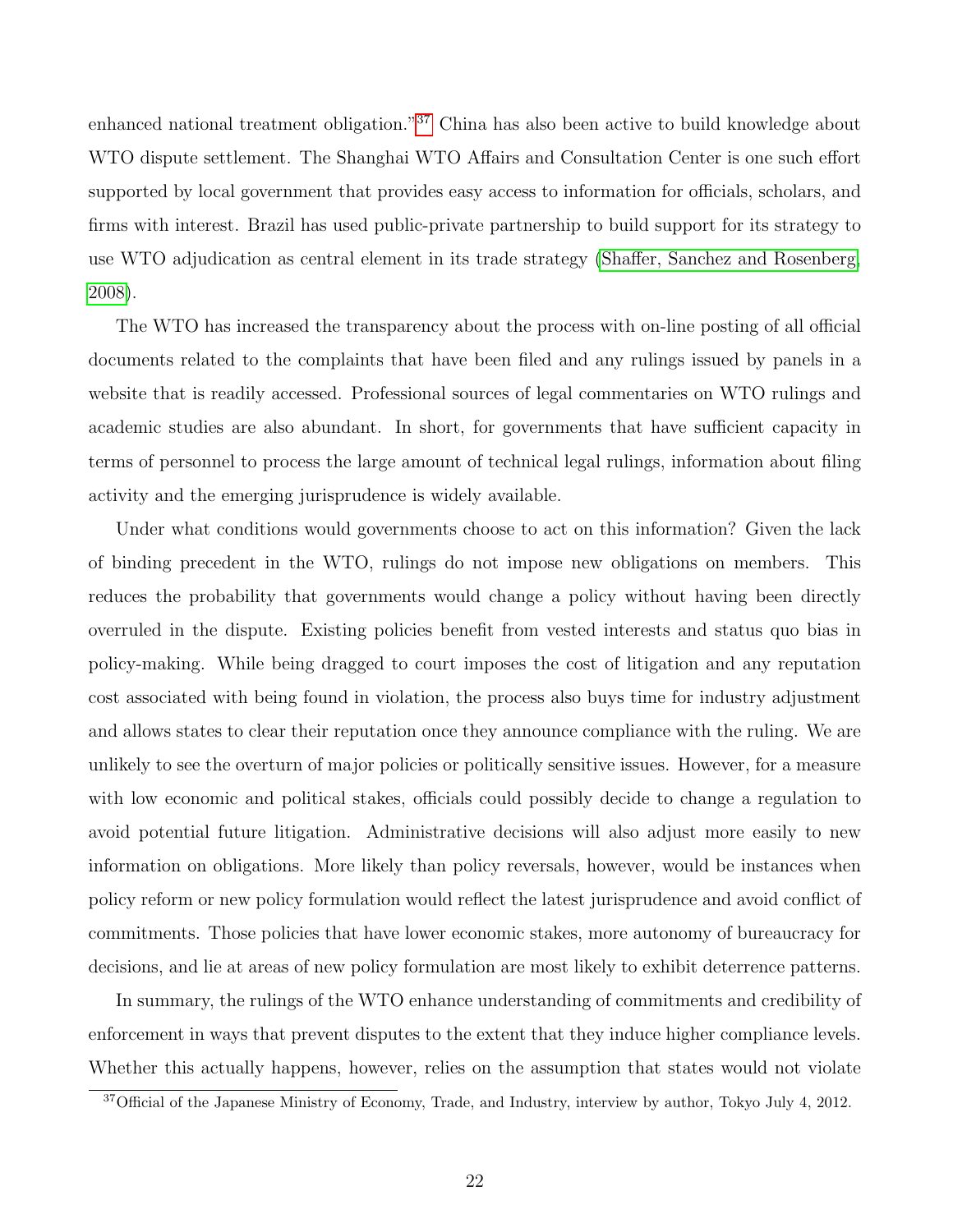enhanced national treatment obligation."[37] China has also been active to build knowledge about WTO dispute settlement. The Shanghai WTO Affairs and Consultation Center is one such effort supported by local government that provides easy access to information for officials, scholars, and firms with interest. Brazil has used public-private partnership to build support for its strategy to use WTO adjudication as central element in its trade strategy (Shaffer, Sanchez and Rosenberg, 2008).

The WTO has increased the transparency about the process with on-line posting of all official documents related to the complaints that have been filed and any rulings issued by panels in a website that is readily accessed. Professional sources of legal commentaries on WTO rulings and academic studies are also abundant. In short, for governments that have sufficient capacity in terms of personnel to process the large amount of technical legal rulings, information about filing activity and the emerging jurisprudence is widely available.

Under what conditions would governments choose to act on this information? Given the lack of binding precedent in the WTO, rulings do not impose new obligations on members. This reduces the probability that governments would change a policy without having been directly overruled in the dispute. Existing policies benefit from vested interests and status quo bias in policy-making. While being dragged to court imposes the cost of litigation and any reputation cost associated with being found in violation, the process also buys time for industry adjustment and allows states to clear their reputation once they announce compliance with the ruling. We are unlikely to see the overturn of major policies or politically sensitive issues. However, for a measure with low economic and political stakes, officials could possibly decide to change a regulation to avoid potential future litigation. Administrative decisions will also adjust more easily to new information on obligations. More likely than policy reversals, however, would be instances when policy reform or new policy formulation would reflect the latest jurisprudence and avoid conflict of commitments. Those policies that have lower economic stakes, more autonomy of bureaucracy for decisions, and lie at areas of new policy formulation are most likely to exhibit deterrence patterns.

In summary, the rulings of the WTO enhance understanding of commitments and credibility of enforcement in ways that prevent disputes to the extent that they induce higher compliance levels. Whether this actually happens, however, relies on the assumption that states would not violate

[37] Official of the Japanese Ministry of Economy, Trade, and Industry, interview by author, Tokyo July 4, 2012.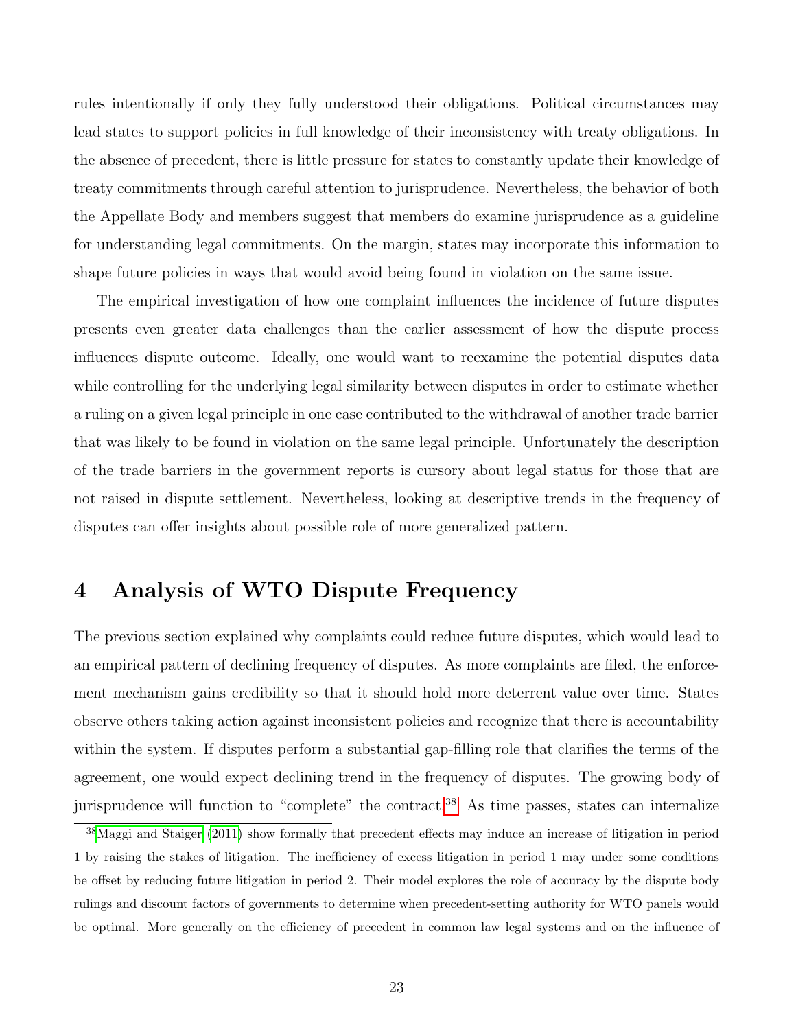rules intentionally if only they fully understood their obligations. Political circumstances may lead states to support policies in full knowledge of their inconsistency with treaty obligations. In the absence of precedent, there is little pressure for states to constantly update their knowledge of treaty commitments through careful attention to jurisprudence. Nevertheless, the behavior of both the Appellate Body and members suggest that members do examine jurisprudence as a guideline for understanding legal commitments. On the margin, states may incorporate this information to shape future policies in ways that would avoid being found in violation on the same issue.

The empirical investigation of how one complaint influences the incidence of future disputes presents even greater data challenges than the earlier assessment of how the dispute process influences dispute outcome. Ideally, one would want to reexamine the potential disputes data while controlling for the underlying legal similarity between disputes in order to estimate whether a ruling on a given legal principle in one case contributed to the withdrawal of another trade barrier that was likely to be found in violation on the same legal principle. Unfortunately the description of the trade barriers in the government reports is cursory about legal status for those that are not raised in dispute settlement. Nevertheless, looking at descriptive trends in the frequency of disputes can offer insights about possible role of more generalized pattern.

## 4 Analysis of WTO Dispute Frequency

The previous section explained why complaints could reduce future disputes, which would lead to an empirical pattern of declining frequency of disputes. As more complaints are filed, the enforcement mechanism gains credibility so that it should hold more deterrent value over time. States observe others taking action against inconsistent policies and recognize that there is accountability within the system. If disputes perform a substantial gap-filling role that clarifies the terms of the agreement, one would expect declining trend in the frequency of disputes. The growing body of jurisprudence will function to "complete" the contract.[38] As time passes, states can internalize

[38] Maggi and Staiger (2011) show formally that precedent effects may induce an increase of litigation in period 1 by raising the stakes of litigation. The inefficiency of excess litigation in period 1 may under some conditions be offset by reducing future litigation in period 2. Their model explores the role of accuracy by the dispute body rulings and discount factors of governments to determine when precedent-setting authority for WTO panels would be optimal. More generally on the efficiency of precedent in common law legal systems and on the influence of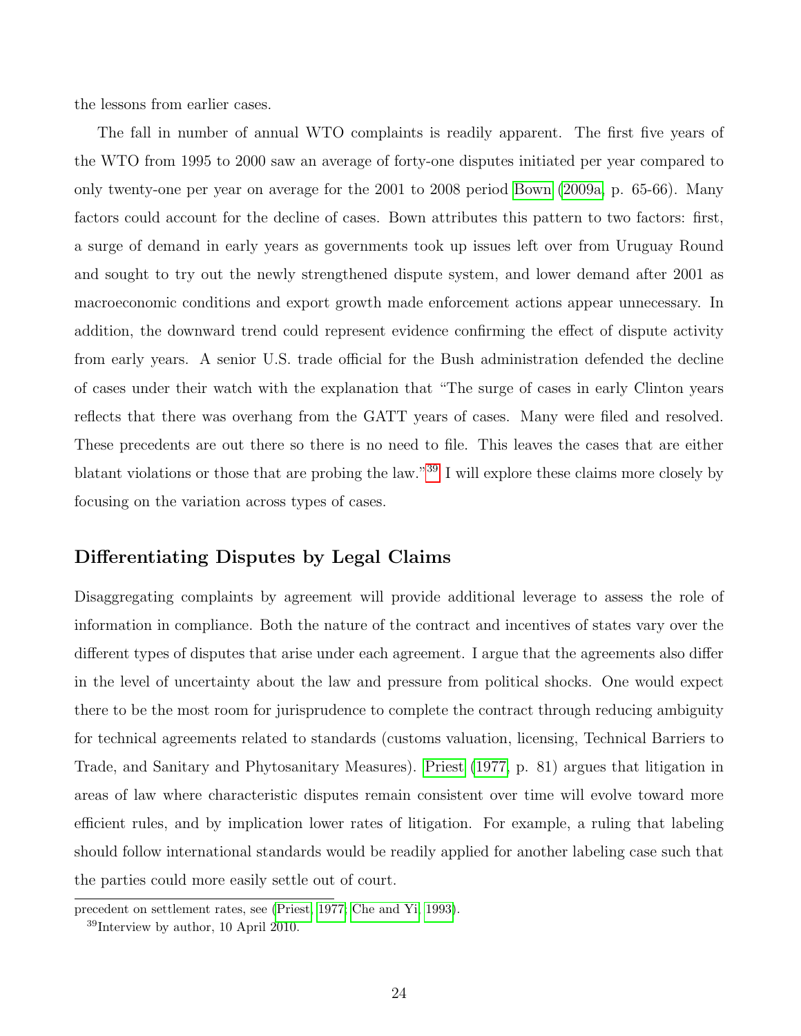the lessons from earlier cases.

The fall in number of annual WTO complaints is readily apparent. The first five years of the WTO from 1995 to 2000 saw an average of forty-one disputes initiated per year compared to only twenty-one per year on average for the 2001 to 2008 period Bown (2009a, p. 65-66). Many factors could account for the decline of cases. Bown attributes this pattern to two factors: first, a surge of demand in early years as governments took up issues left over from Uruguay Round and sought to try out the newly strengthened dispute system, and lower demand after 2001 as macroeconomic conditions and export growth made enforcement actions appear unnecessary. In addition, the downward trend could represent evidence confirming the effect of dispute activity from early years. A senior U.S. trade official for the Bush administration defended the decline of cases under their watch with the explanation that "The surge of cases in early Clinton years reflects that there was overhang from the GATT years of cases. Many were filed and resolved. These precedents are out there so there is no need to file. This leaves the cases that are either blatant violations or those that are probing the law."[39] I will explore these claims more closely by focusing on the variation across types of cases.

## Differentiating Disputes by Legal Claims

Disaggregating complaints by agreement will provide additional leverage to assess the role of information in compliance. Both the nature of the contract and incentives of states vary over the different types of disputes that arise under each agreement. I argue that the agreements also differ in the level of uncertainty about the law and pressure from political shocks. One would expect there to be the most room for jurisprudence to complete the contract through reducing ambiguity for technical agreements related to standards (customs valuation, licensing, Technical Barriers to Trade, and Sanitary and Phytosanitary Measures). Priest (1977, p. 81) argues that litigation in areas of law where characteristic disputes remain consistent over time will evolve toward more efficient rules, and by implication lower rates of litigation. For example, a ruling that labeling should follow international standards would be readily applied for another labeling case such that the parties could more easily settle out of court.

precedent on settlement rates, see (Priest, 1977; Che and Yi, 1993).

[39] Interview by author, 10 April 2010.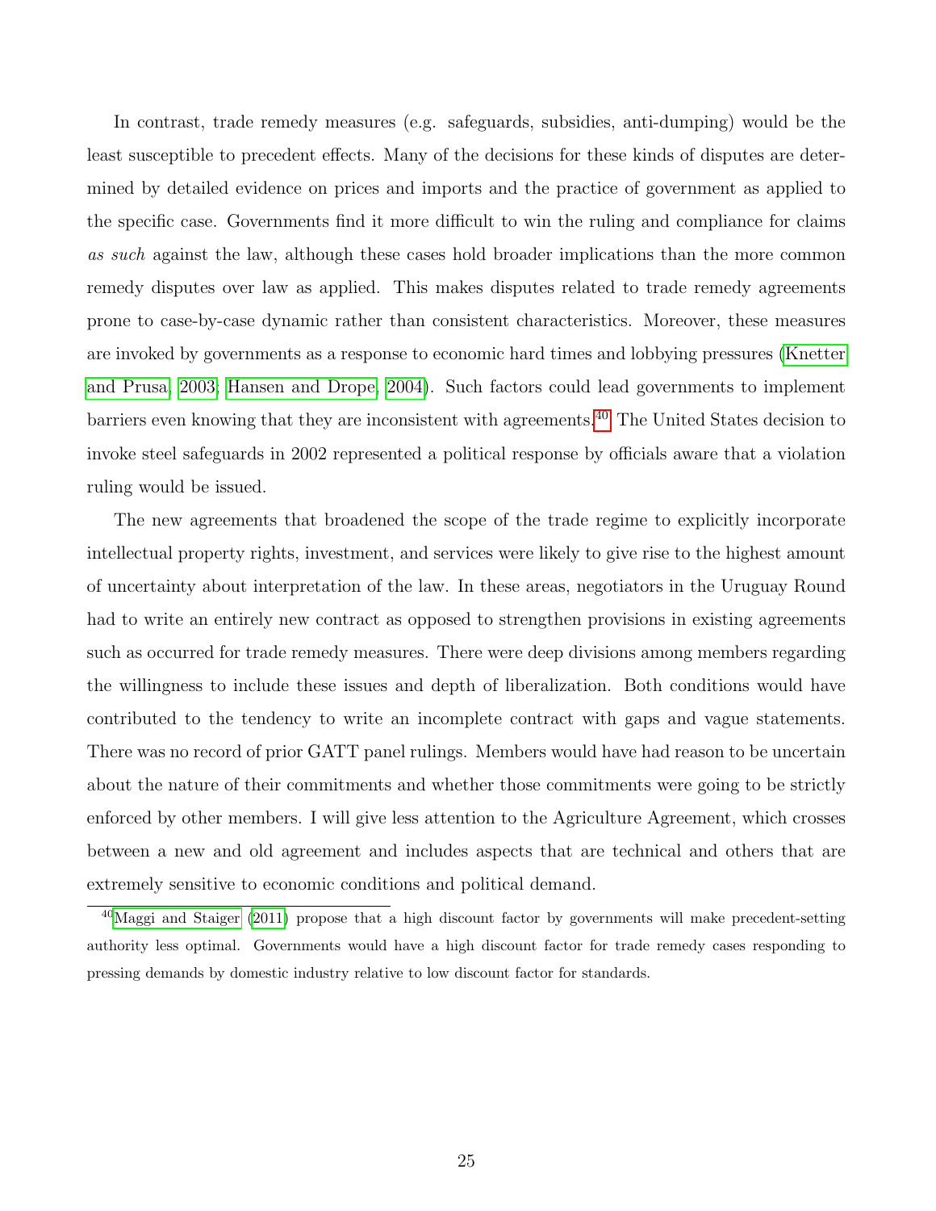In contrast, trade remedy measures (e.g. safeguards, subsidies, anti-dumping) would be the least susceptible to precedent effects. Many of the decisions for these kinds of disputes are determined by detailed evidence on prices and imports and the practice of government as applied to the specific case. Governments find it more difficult to win the ruling and compliance for claims *as such* against the law, although these cases hold broader implications than the more common remedy disputes over law as applied. This makes disputes related to trade remedy agreements prone to case-by-case dynamic rather than consistent characteristics. Moreover, these measures are invoked by governments as a response to economic hard times and lobbying pressures (Knetter and Prusa, 2003; Hansen and Drope, 2004). Such factors could lead governments to implement barriers even knowing that they are inconsistent with agreements.[40] The United States decision to invoke steel safeguards in 2002 represented a political response by officials aware that a violation ruling would be issued.

The new agreements that broadened the scope of the trade regime to explicitly incorporate intellectual property rights, investment, and services were likely to give rise to the highest amount of uncertainty about interpretation of the law. In these areas, negotiators in the Uruguay Round had to write an entirely new contract as opposed to strengthen provisions in existing agreements such as occurred for trade remedy measures. There were deep divisions among members regarding the willingness to include these issues and depth of liberalization. Both conditions would have contributed to the tendency to write an incomplete contract with gaps and vague statements. There was no record of prior GATT panel rulings. Members would have had reason to be uncertain about the nature of their commitments and whether those commitments were going to be strictly enforced by other members. I will give less attention to the Agriculture Agreement, which crosses between a new and old agreement and includes aspects that are technical and others that are extremely sensitive to economic conditions and political demand.

[40] Maggi and Staiger (2011) propose that a high discount factor by governments will make precedent-setting authority less optimal. Governments would have a high discount factor for trade remedy cases responding to pressing demands by domestic industry relative to low discount factor for standards.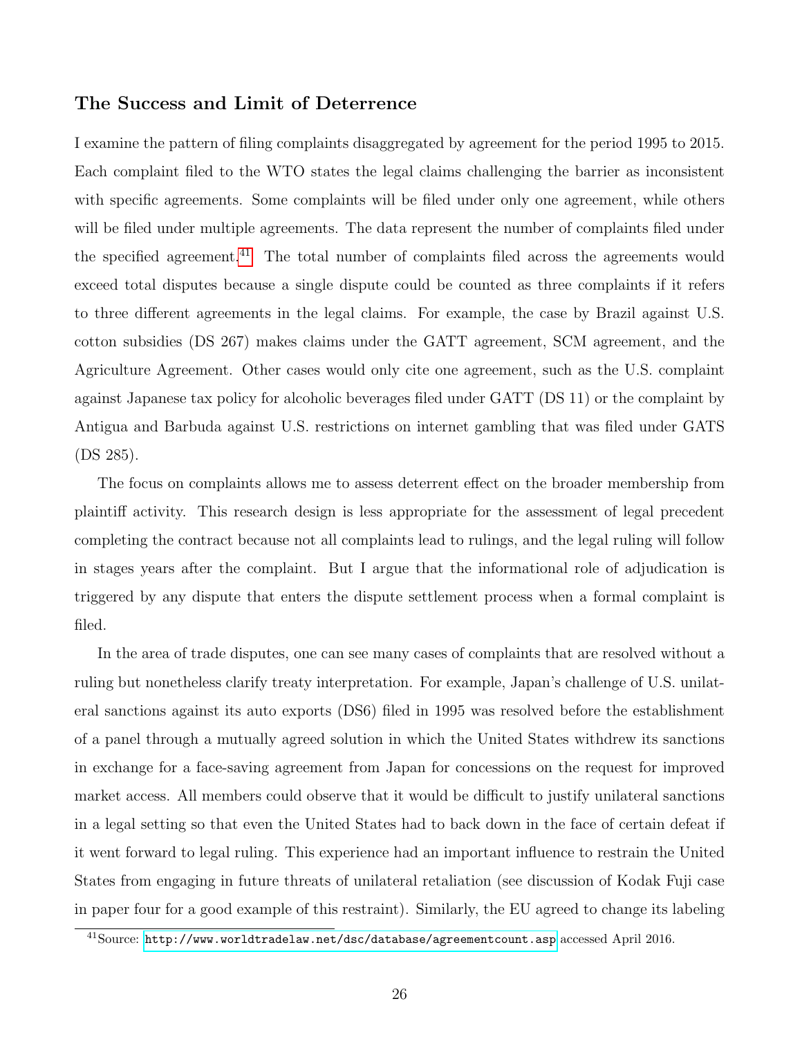### The Success and Limit of Deterrence

I examine the pattern of filing complaints disaggregated by agreement for the period 1995 to 2015. Each complaint filed to the WTO states the legal claims challenging the barrier as inconsistent with specific agreements. Some complaints will be filed under only one agreement, while others will be filed under multiple agreements. The data represent the number of complaints filed under the specified agreement.[41] The total number of complaints filed across the agreements would exceed total disputes because a single dispute could be counted as three complaints if it refers to three different agreements in the legal claims. For example, the case by Brazil against U.S. cotton subsidies (DS 267) makes claims under the GATT agreement, SCM agreement, and the Agriculture Agreement. Other cases would only cite one agreement, such as the U.S. complaint against Japanese tax policy for alcoholic beverages filed under GATT (DS 11) or the complaint by Antigua and Barbuda against U.S. restrictions on internet gambling that was filed under GATS (DS 285).

The focus on complaints allows me to assess deterrent effect on the broader membership from plaintiff activity. This research design is less appropriate for the assessment of legal precedent completing the contract because not all complaints lead to rulings, and the legal ruling will follow in stages years after the complaint. But I argue that the informational role of adjudication is triggered by any dispute that enters the dispute settlement process when a formal complaint is filed.

In the area of trade disputes, one can see many cases of complaints that are resolved without a ruling but nonetheless clarify treaty interpretation. For example, Japan's challenge of U.S. unilateral sanctions against its auto exports (DS6) filed in 1995 was resolved before the establishment of a panel through a mutually agreed solution in which the United States withdrew its sanctions in exchange for a face-saving agreement from Japan for concessions on the request for improved market access. All members could observe that it would be difficult to justify unilateral sanctions in a legal setting so that even the United States had to back down in the face of certain defeat if it went forward to legal ruling. This experience had an important influence to restrain the United States from engaging in future threats of unilateral retaliation (see discussion of Kodak Fuji case in paper four for a good example of this restraint). Similarly, the EU agreed to change its labeling

[41] Source: http://www.worldtradelaw.net/dsc/database/agreementcount.asp accessed April 2016.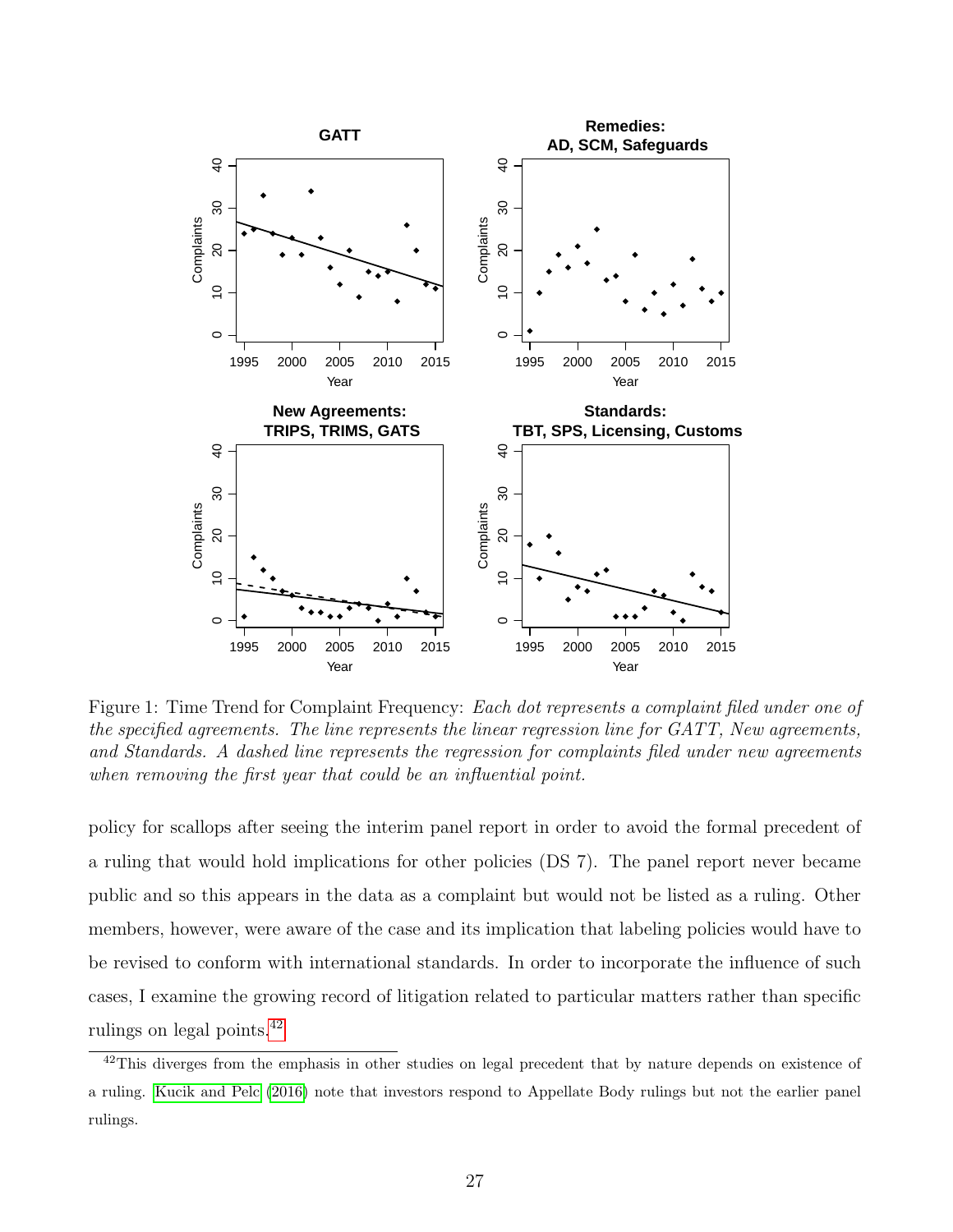Figure 1: Time Trend for Complaint Frequency: *Each dot represents a complaint filed under one of the specified agreements. The line represents the linear regression line for GATT, New agreements, and Standards. A dashed line represents the regression for complaints filed under new agreements when removing the first year that could be an influential point.*

policy for scallops after seeing the interim panel report in order to avoid the formal precedent of a ruling that would hold implications for other policies (DS 7). The panel report never became public and so this appears in the data as a complaint but would not be listed as a ruling. Other members, however, were aware of the case and its implication that labeling policies would have to be revised to conform with international standards. In order to incorporate the influence of such cases, I examine the growing record of litigation related to particular matters rather than specific rulings on legal points.[42]

[42] This diverges from the emphasis in other studies on legal precedent that by nature depends on existence of a ruling. Kucik and Pelc (2016) note that investors respond to Appellate Body rulings but not the earlier panel rulings.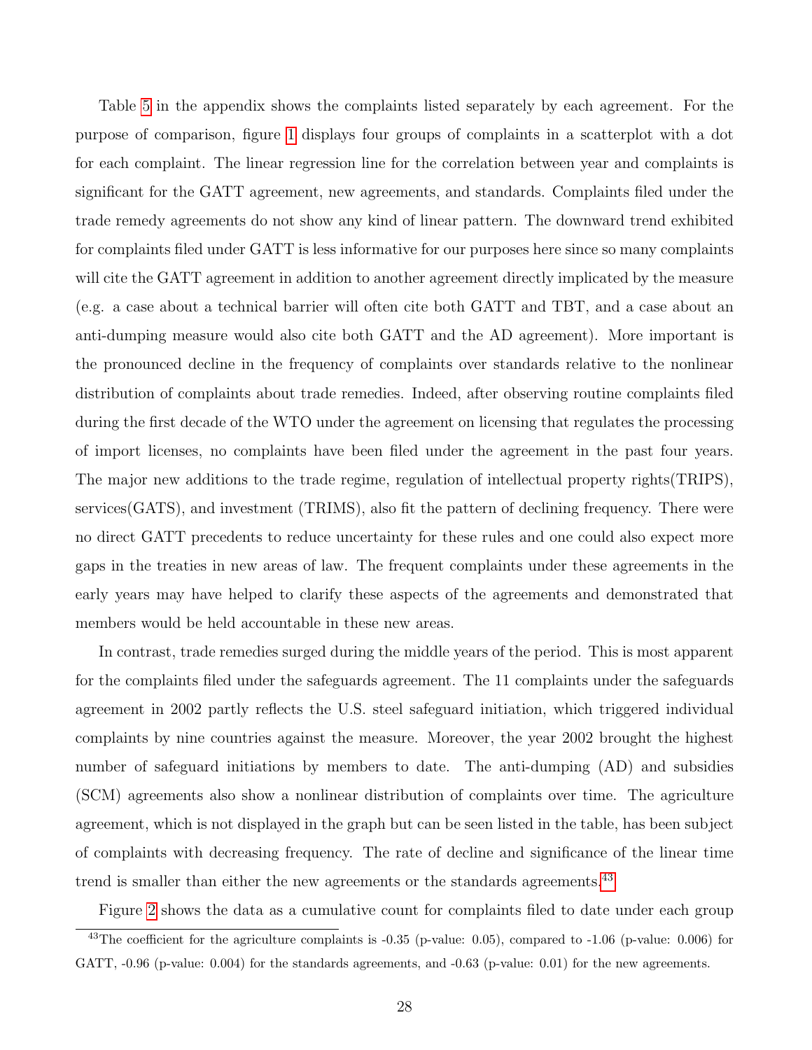Table 5 in the appendix shows the complaints listed separately by each agreement. For the purpose of comparison, figure 1 displays four groups of complaints in a scatterplot with a dot for each complaint. The linear regression line for the correlation between year and complaints is significant for the GATT agreement, new agreements, and standards. Complaints filed under the trade remedy agreements do not show any kind of linear pattern. The downward trend exhibited for complaints filed under GATT is less informative for our purposes here since so many complaints will cite the GATT agreement in addition to another agreement directly implicated by the measure (e.g. a case about a technical barrier will often cite both GATT and TBT, and a case about an anti-dumping measure would also cite both GATT and the AD agreement). More important is the pronounced decline in the frequency of complaints over standards relative to the nonlinear distribution of complaints about trade remedies. Indeed, after observing routine complaints filed during the first decade of the WTO under the agreement on licensing that regulates the processing of import licenses, no complaints have been filed under the agreement in the past four years. The major new additions to the trade regime, regulation of intellectual property rights(TRIPS), services(GATS), and investment (TRIMS), also fit the pattern of declining frequency. There were no direct GATT precedents to reduce uncertainty for these rules and one could also expect more gaps in the treaties in new areas of law. The frequent complaints under these agreements in the early years may have helped to clarify these aspects of the agreements and demonstrated that members would be held accountable in these new areas.

In contrast, trade remedies surged during the middle years of the period. This is most apparent for the complaints filed under the safeguards agreement. The 11 complaints under the safeguards agreement in 2002 partly reflects the U.S. steel safeguard initiation, which triggered individual complaints by nine countries against the measure. Moreover, the year 2002 brought the highest number of safeguard initiations by members to date. The anti-dumping (AD) and subsidies (SCM) agreements also show a nonlinear distribution of complaints over time. The agriculture agreement, which is not displayed in the graph but can be seen listed in the table, has been subject of complaints with decreasing frequency. The rate of decline and significance of the linear time trend is smaller than either the new agreements or the standards agreements.[43]

Figure 2 shows the data as a cumulative count for complaints filed to date under each group

[43] The coefficient for the agriculture complaints is -0.35 (p-value: 0.05), compared to -1.06 (p-value: 0.006) for GATT, -0.96 (p-value: 0.004) for the standards agreements, and -0.63 (p-value: 0.01) for the new agreements.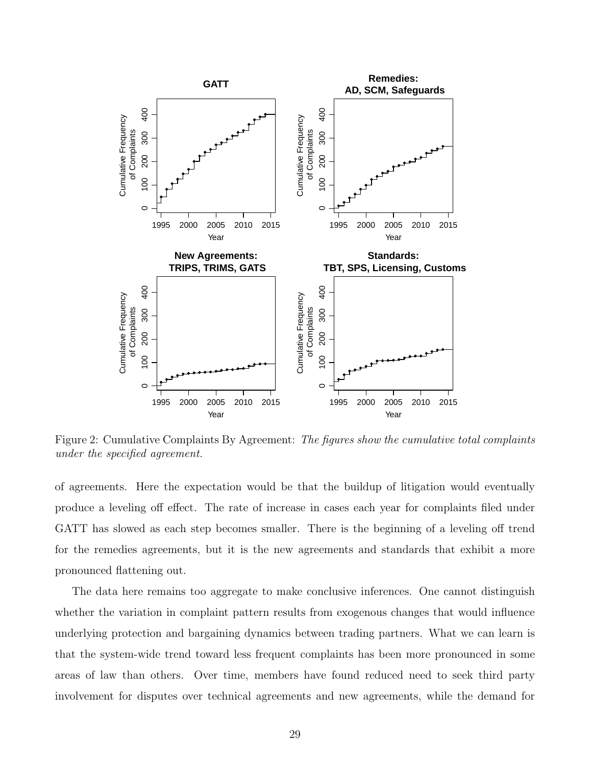Figure 2: Cumulative Complaints By Agreement: *The figures show the cumulative total complaints under the specified agreement.*

of agreements. Here the expectation would be that the buildup of litigation would eventually produce a leveling off effect. The rate of increase in cases each year for complaints filed under GATT has slowed as each step becomes smaller. There is the beginning of a leveling off trend for the remedies agreements, but it is the new agreements and standards that exhibit a more pronounced flattening out.

The data here remains too aggregate to make conclusive inferences. One cannot distinguish whether the variation in complaint pattern results from exogenous changes that would influence underlying protection and bargaining dynamics between trading partners. What we can learn is that the system-wide trend toward less frequent complaints has been more pronounced in some areas of law than others. Over time, members have found reduced need to seek third party involvement for disputes over technical agreements and new agreements, while the demand for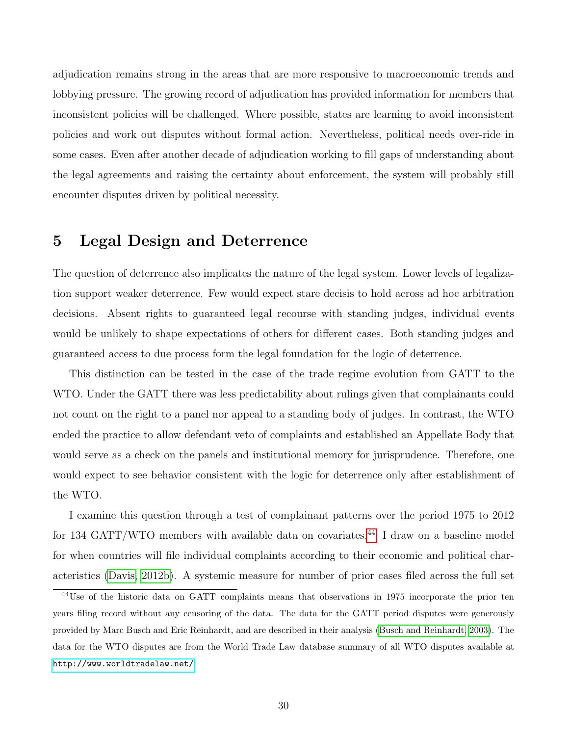adjudication remains strong in the areas that are more responsive to macroeconomic trends and lobbying pressure. The growing record of adjudication has provided information for members that inconsistent policies will be challenged. Where possible, states are learning to avoid inconsistent policies and work out disputes without formal action. Nevertheless, political needs over-ride in some cases. Even after another decade of adjudication working to fill gaps of understanding about the legal agreements and raising the certainty about enforcement, the system will probably still encounter disputes driven by political necessity.

## 5 Legal Design and Deterrence

The question of deterrence also implicates the nature of the legal system. Lower levels of legalization support weaker deterrence. Few would expect stare decisis to hold across ad hoc arbitration decisions. Absent rights to guaranteed legal recourse with standing judges, individual events would be unlikely to shape expectations of others for different cases. Both standing judges and guaranteed access to due process form the legal foundation for the logic of deterrence.

This distinction can be tested in the case of the trade regime evolution from GATT to the WTO. Under the GATT there was less predictability about rulings given that complainants could not count on the right to a panel nor appeal to a standing body of judges. In contrast, the WTO ended the practice to allow defendant veto of complaints and established an Appellate Body that would serve as a check on the panels and institutional memory for jurisprudence. Therefore, one would expect to see behavior consistent with the logic for deterrence only after establishment of the WTO.

I examine this question through a test of complainant patterns over the period 1975 to 2012 for 134 GATT/WTO members with available data on covariates.[44] I draw on a baseline model for when countries will file individual complaints according to their economic and political characteristics (Davis, 2012b). A systemic measure for number of prior cases filed across the full set

[44] Use of the historic data on GATT complaints means that observations in 1975 incorporate the prior ten years filing record without any censoring of the data. The data for the GATT period disputes were generously provided by Marc Busch and Eric Reinhardt, and are described in their analysis (Busch and Reinhardt, 2003). The data for the WTO disputes are from the World Trade Law database summary of all WTO disputes available at http://www.worldtradelaw.net/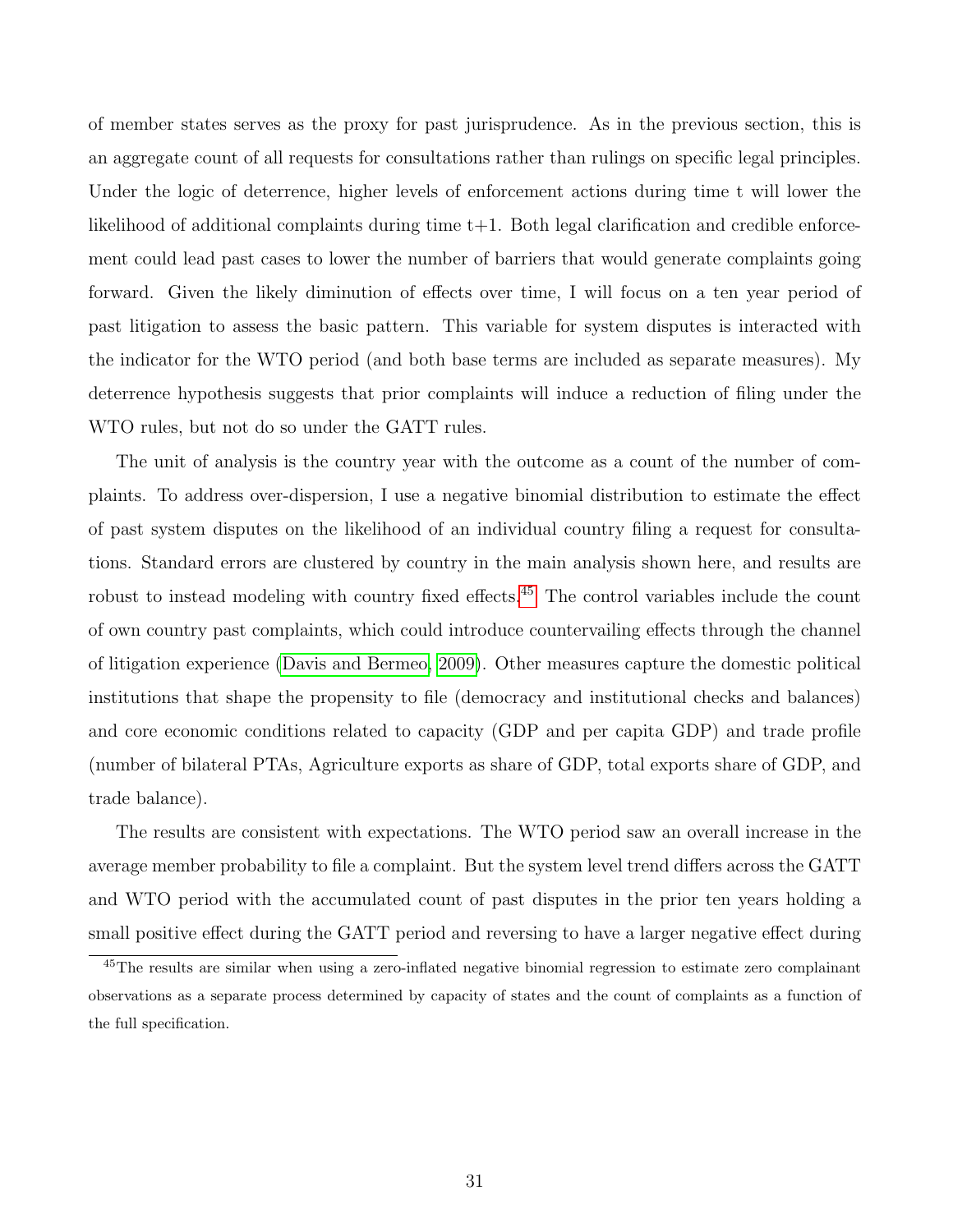of member states serves as the proxy for past jurisprudence. As in the previous section, this is an aggregate count of all requests for consultations rather than rulings on specific legal principles. Under the logic of deterrence, higher levels of enforcement actions during time t will lower the likelihood of additional complaints during time t+1. Both legal clarification and credible enforcement could lead past cases to lower the number of barriers that would generate complaints going forward. Given the likely diminution of effects over time, I will focus on a ten year period of past litigation to assess the basic pattern. This variable for system disputes is interacted with the indicator for the WTO period (and both base terms are included as separate measures). My deterrence hypothesis suggests that prior complaints will induce a reduction of filing under the WTO rules, but not do so under the GATT rules.

The unit of analysis is the country year with the outcome as a count of the number of complaints. To address over-dispersion, I use a negative binomial distribution to estimate the effect of past system disputes on the likelihood of an individual country filing a request for consultations. Standard errors are clustered by country in the main analysis shown here, and results are robust to instead modeling with country fixed effects.[45] The control variables include the count of own country past complaints, which could introduce countervailing effects through the channel of litigation experience (Davis and Bermeo, 2009). Other measures capture the domestic political institutions that shape the propensity to file (democracy and institutional checks and balances) and core economic conditions related to capacity (GDP and per capita GDP) and trade profile (number of bilateral PTAs, Agriculture exports as share of GDP, total exports share of GDP, and trade balance).

The results are consistent with expectations. The WTO period saw an overall increase in the average member probability to file a complaint. But the system level trend differs across the GATT and WTO period with the accumulated count of past disputes in the prior ten years holding a small positive effect during the GATT period and reversing to have a larger negative effect during

[45]The results are similar when using a zero-inflated negative binomial regression to estimate zero complainant observations as a separate process determined by capacity of states and the count of complaints as a function of the full specification.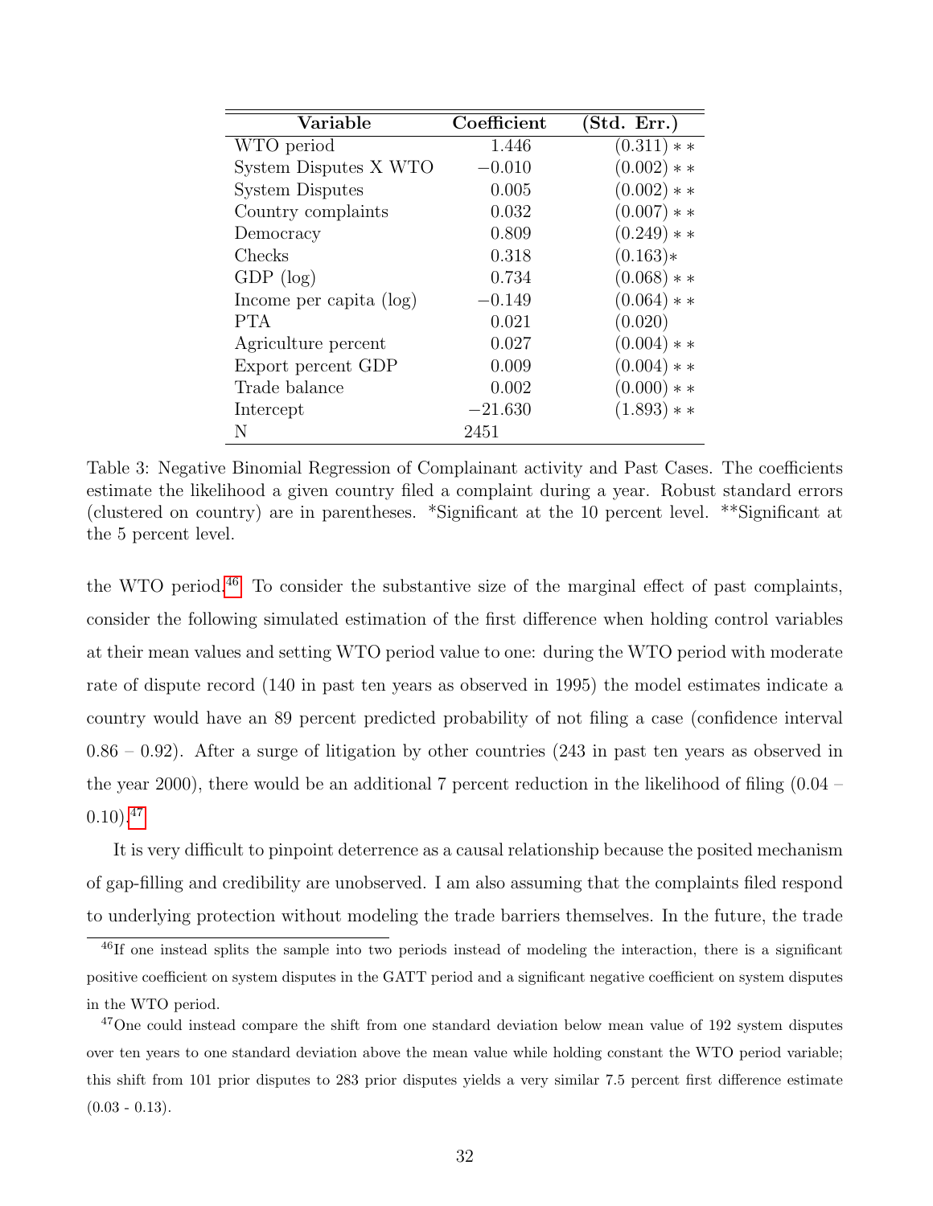| Variable | Coefficient | (Std. Err.) |
|---|---|---|
| WTO period | 1.446 | (0.311) ** |
| System Disputes X WTO | −0.010 | (0.002) ** |
| System Disputes | 0.005 | (0.002) ** |
| Country complaints | 0.032 | (0.007) ** |
| Democracy | 0.809 | (0.249) ** |
| Checks | 0.318 | (0.163)* |
| GDP (log) | 0.734 | (0.068) ** |
| Income per capita (log) | −0.149 | (0.064) ** |
| PTA | 0.021 | (0.020) |
| Agriculture percent | 0.027 | (0.004) ** |
| Export percent GDP | 0.009 | (0.004) ** |
| Trade balance | 0.002 | (0.000) ** |
| Intercept | −21.630 | (1.893) ** |
| N | 2451 | |

Table 3: Negative Binomial Regression of Complainant activity and Past Cases. The coefficients estimate the likelihood a given country filed a complaint during a year. Robust standard errors (clustered on country) are in parentheses. *Significant at the 10 percent level. **Significant at the 5 percent level.

the WTO period.[46] To consider the substantive size of the marginal effect of past complaints, consider the following simulated estimation of the first difference when holding control variables at their mean values and setting WTO period value to one: during the WTO period with moderate rate of dispute record (140 in past ten years as observed in 1995) the model estimates indicate a country would have an 89 percent predicted probability of not filing a case (confidence interval 0.86 – 0.92). After a surge of litigation by other countries (243 in past ten years as observed in the year 2000), there would be an additional 7 percent reduction in the likelihood of filing (0.04 – 0.10).[47]

It is very difficult to pinpoint deterrence as a causal relationship because the posited mechanism of gap-filling and credibility are unobserved. I am also assuming that the complaints filed respond to underlying protection without modeling the trade barriers themselves. In the future, the trade

[46] If one instead splits the sample into two periods instead of modeling the interaction, there is a significant positive coefficient on system disputes in the GATT period and a significant negative coefficient on system disputes in the WTO period.

[47] One could instead compare the shift from one standard deviation below mean value of 192 system disputes over ten years to one standard deviation above the mean value while holding constant the WTO period variable; this shift from 101 prior disputes to 283 prior disputes yields a very similar 7.5 percent first difference estimate (0.03 - 0.13).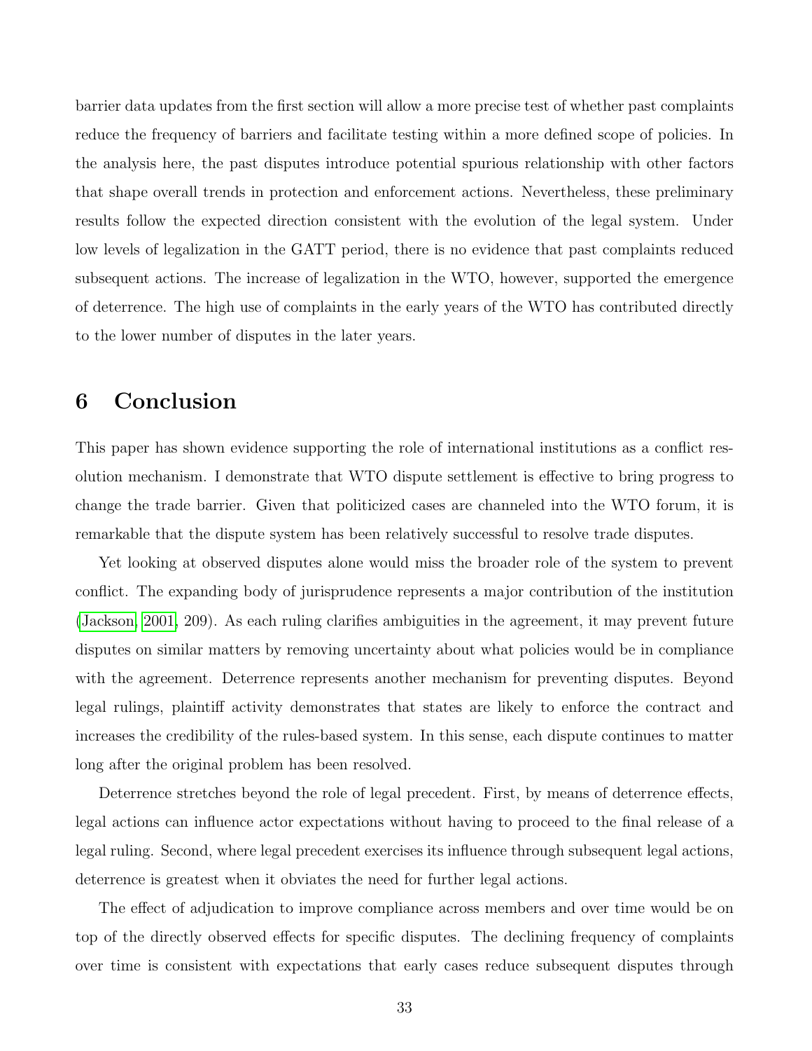barrier data updates from the first section will allow a more precise test of whether past complaints reduce the frequency of barriers and facilitate testing within a more defined scope of policies. In the analysis here, the past disputes introduce potential spurious relationship with other factors that shape overall trends in protection and enforcement actions. Nevertheless, these preliminary results follow the expected direction consistent with the evolution of the legal system. Under low levels of legalization in the GATT period, there is no evidence that past complaints reduced subsequent actions. The increase of legalization in the WTO, however, supported the emergence of deterrence. The high use of complaints in the early years of the WTO has contributed directly to the lower number of disputes in the later years.

# 6 Conclusion

This paper has shown evidence supporting the role of international institutions as a conflict resolution mechanism. I demonstrate that WTO dispute settlement is effective to bring progress to change the trade barrier. Given that politicized cases are channeled into the WTO forum, it is remarkable that the dispute system has been relatively successful to resolve trade disputes.

Yet looking at observed disputes alone would miss the broader role of the system to prevent conflict. The expanding body of jurisprudence represents a major contribution of the institution (Jackson, 2001, 209). As each ruling clarifies ambiguities in the agreement, it may prevent future disputes on similar matters by removing uncertainty about what policies would be in compliance with the agreement. Deterrence represents another mechanism for preventing disputes. Beyond legal rulings, plaintiff activity demonstrates that states are likely to enforce the contract and increases the credibility of the rules-based system. In this sense, each dispute continues to matter long after the original problem has been resolved.

Deterrence stretches beyond the role of legal precedent. First, by means of deterrence effects, legal actions can influence actor expectations without having to proceed to the final release of a legal ruling. Second, where legal precedent exercises its influence through subsequent legal actions, deterrence is greatest when it obviates the need for further legal actions.

The effect of adjudication to improve compliance across members and over time would be on top of the directly observed effects for specific disputes. The declining frequency of complaints over time is consistent with expectations that early cases reduce subsequent disputes through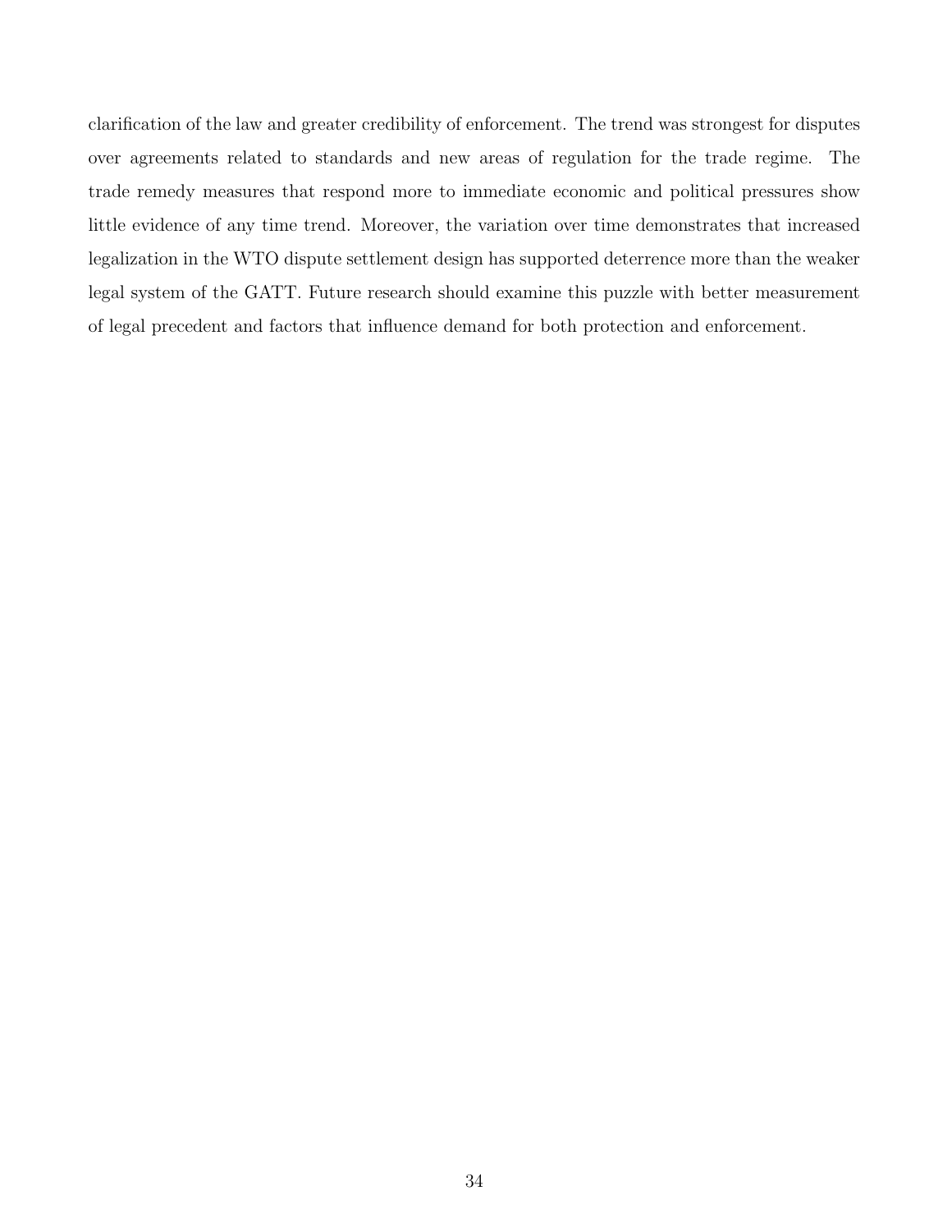clarification of the law and greater credibility of enforcement. The trend was strongest for disputes over agreements related to standards and new areas of regulation for the trade regime. The trade remedy measures that respond more to immediate economic and political pressures show little evidence of any time trend. Moreover, the variation over time demonstrates that increased legalization in the WTO dispute settlement design has supported deterrence more than the weaker legal system of the GATT. Future research should examine this puzzle with better measurement of legal precedent and factors that influence demand for both protection and enforcement.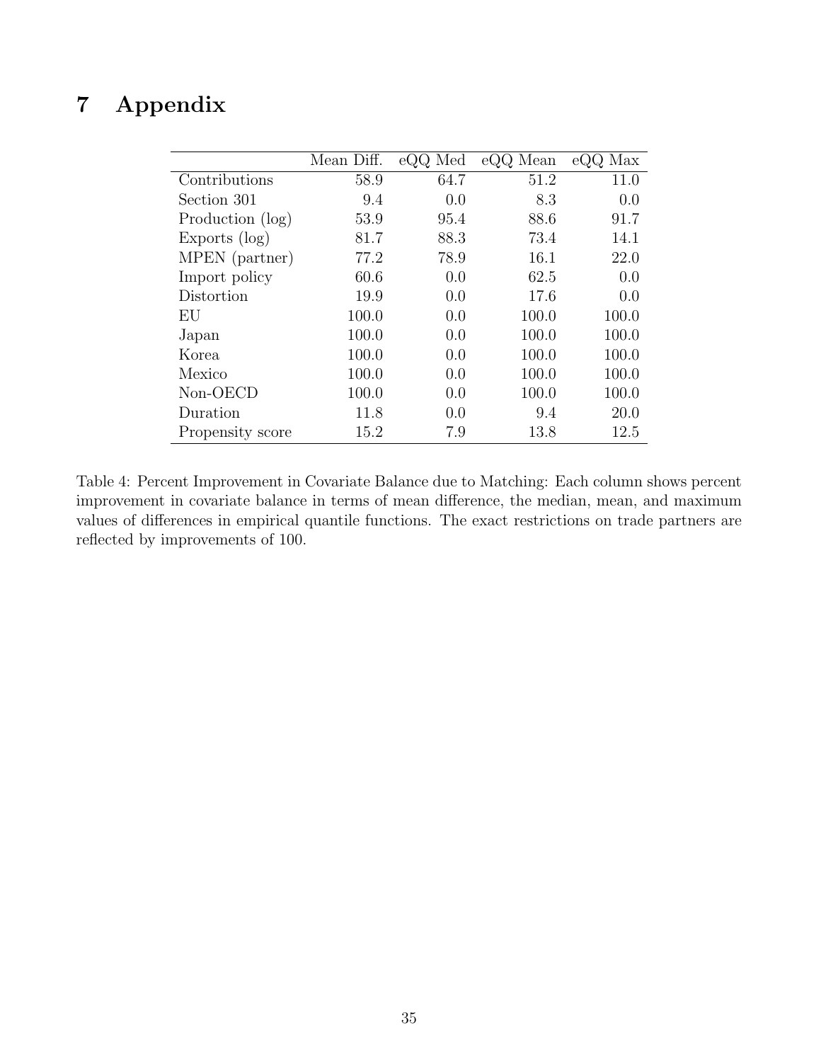# 7 Appendix

| | Mean Diff. | eQQ Med | eQQ Mean | eQQ Max |
|---|---|---|---|---|
| Contributions | 58.9 | 64.7 | 51.2 | 11.0 |
| Section 301 | 9.4 | 0.0 | 8.3 | 0.0 |
| Production (log) | 53.9 | 95.4 | 88.6 | 91.7 |
| Exports (log) | 81.7 | 88.3 | 73.4 | 14.1 |
| MPEN (partner) | 77.2 | 78.9 | 16.1 | 22.0 |
| Import policy | 60.6 | 0.0 | 62.5 | 0.0 |
| Distortion | 19.9 | 0.0 | 17.6 | 0.0 |
| EU | 100.0 | 0.0 | 100.0 | 100.0 |
| Japan | 100.0 | 0.0 | 100.0 | 100.0 |
| Korea | 100.0 | 0.0 | 100.0 | 100.0 |
| Mexico | 100.0 | 0.0 | 100.0 | 100.0 |
| Non-OECD | 100.0 | 0.0 | 100.0 | 100.0 |
| Duration | 11.8 | 0.0 | 9.4 | 20.0 |
| Propensity score | 15.2 | 7.9 | 13.8 | 12.5 |

Table 4: Percent Improvement in Covariate Balance due to Matching: Each column shows percent improvement in covariate balance in terms of mean difference, the median, mean, and maximum values of differences in empirical quantile functions. The exact restrictions on trade partners are reflected by improvements of 100.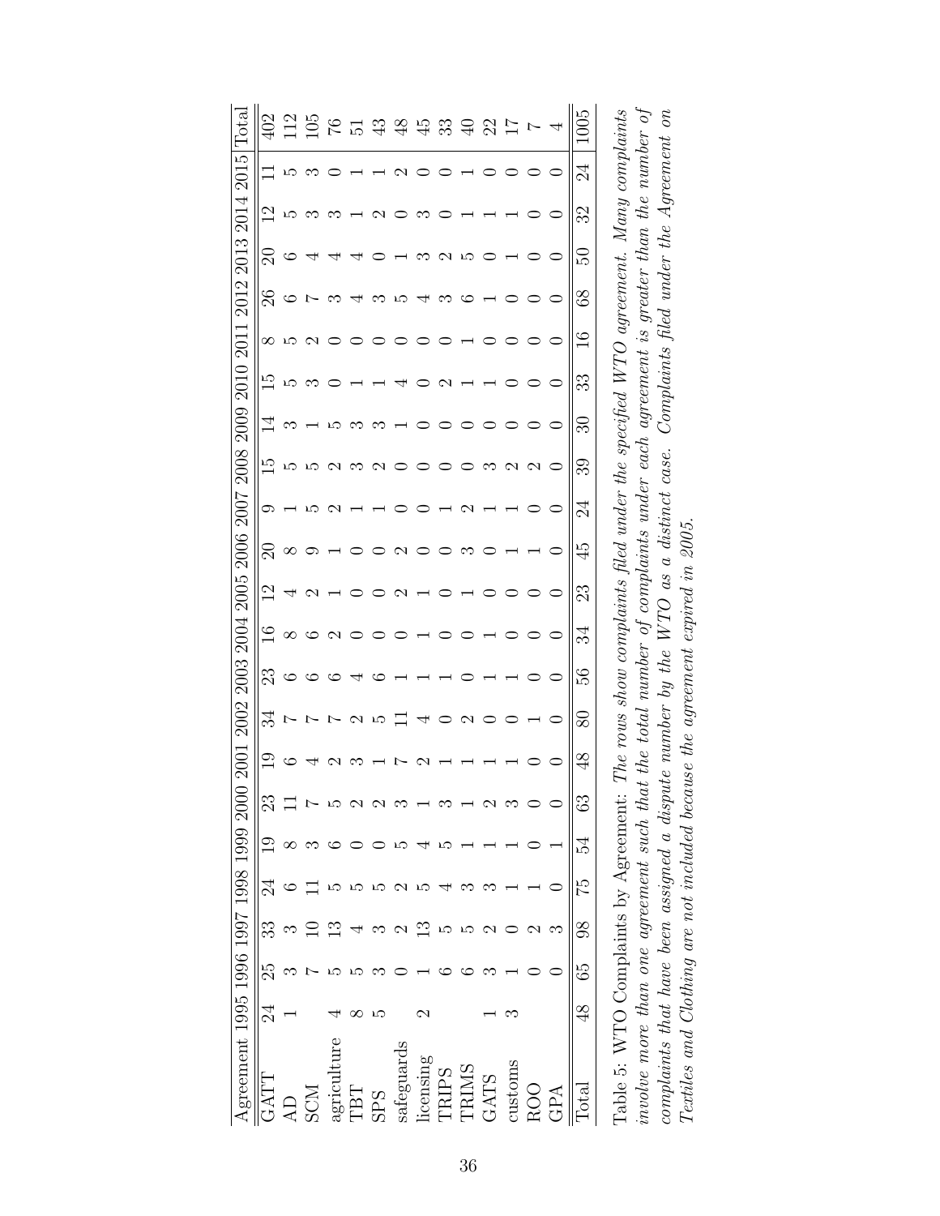| Agreement | 1995 | 1996 | 1997 | 1998 | 1999 | 2000 | 2001 | 2002 | 2003 | 2004 | 2005 | 2006 | 2007 | 2008 | 2009 | 2010 | 2011 | 2012 | 2013 | 2014 | 2015 | Total |
|---|---|---|---|---|---|---|---|---|---|---|---|---|---|---|---|---|---|---|---|---|---|---|
| GATT | 24 | 25 | 33 | 24 | 19 | 23 | 19 | 34 | 23 | 16 | 12 | 20 | 9 | 15 | 14 | 15 | 8 | 26 | 20 | 12 | 11 | 402 |
| AD | 1 | 3 | 3 | 6 | 8 | 11 | 6 | 7 | 6 | 8 | 4 | 8 | 1 | 5 | 3 | 5 | 5 | 6 | 6 | 5 | 5 | 112 |
| SCM | | 7 | 10 | 11 | 3 | 7 | 4 | 7 | 6 | 6 | 2 | 9 | 5 | 5 | 1 | 3 | 2 | 7 | 4 | 3 | 3 | 105 |
| agriculture | 4 | 5 | 13 | 5 | 6 | 5 | 2 | 7 | 6 | 2 | 1 | 1 | 2 | 2 | 5 | 0 | 0 | 3 | 4 | 3 | 0 | 76 |
| TBT | 8 | 5 | 4 | 5 | 0 | 2 | 3 | 2 | 4 | 0 | 0 | 0 | 1 | 3 | 3 | 1 | 0 | 4 | 4 | 1 | 1 | 51 |
| SPS | 5 | 3 | 3 | 5 | 0 | 2 | 1 | 5 | 6 | 0 | 0 | 0 | 1 | 2 | 3 | 1 | 0 | 3 | 0 | 2 | 1 | 43 |
| safeguards | | 0 | 2 | 2 | 5 | 3 | 7 | 11 | 1 | 0 | 2 | 2 | 0 | 0 | 1 | 4 | 0 | 5 | 1 | 0 | 2 | 48 |
| licensing | 2 | 1 | 13 | 5 | 4 | 1 | 2 | 4 | 1 | 1 | 1 | 0 | 0 | 0 | 0 | 0 | 0 | 4 | 3 | 3 | 0 | 45 |
| TRIPS | | 6 | 5 | 4 | 5 | 3 | 1 | 0 | 1 | 0 | 0 | 0 | 1 | 0 | 0 | 2 | 0 | 3 | 2 | 0 | 0 | 33 |
| TRIMS | | 6 | 5 | 3 | 1 | 1 | 1 | 2 | 0 | 0 | 1 | 3 | 2 | 0 | 0 | 1 | 1 | 6 | 5 | 1 | 1 | 40 |
| GATS | 1 | 3 | 2 | 3 | 1 | 2 | 1 | 0 | 1 | 1 | 0 | 0 | 1 | 3 | 0 | 1 | 0 | 1 | 0 | 1 | 0 | 22 |
| customs | 3 | 1 | 0 | 1 | 1 | 3 | 1 | 0 | 1 | 0 | 0 | 1 | 1 | 2 | 0 | 0 | 0 | 0 | 1 | 1 | 0 | 17 |
| ROO | | 0 | 2 | 1 | 0 | 0 | 0 | 1 | 0 | 0 | 0 | 1 | 0 | 2 | 0 | 0 | 0 | 0 | 0 | 0 | 0 | 7 |
| GPA | | 0 | 3 | 0 | 1 | 0 | 0 | 0 | 0 | 0 | 0 | 0 | 0 | 0 | 0 | 0 | 0 | 0 | 0 | 0 | 0 | 4 |
| Total | 48 | 65 | 98 | 75 | 54 | 63 | 48 | 80 | 56 | 34 | 23 | 45 | 24 | 39 | 30 | 33 | 16 | 68 | 50 | 32 | 24 | 1005 |

Table 5: WTO Complaints by Agreement: *The rows show complaints filed under the specified WTO agreement. Many complaints involve more than one agreement such that the total number of complaints under each agreement is greater than the number of complaints that have been assigned a dispute number by the WTO as a distinct case. Complaints filed under the Agreement on Textiles and Clothing are not included because the agreement expired in 2005.*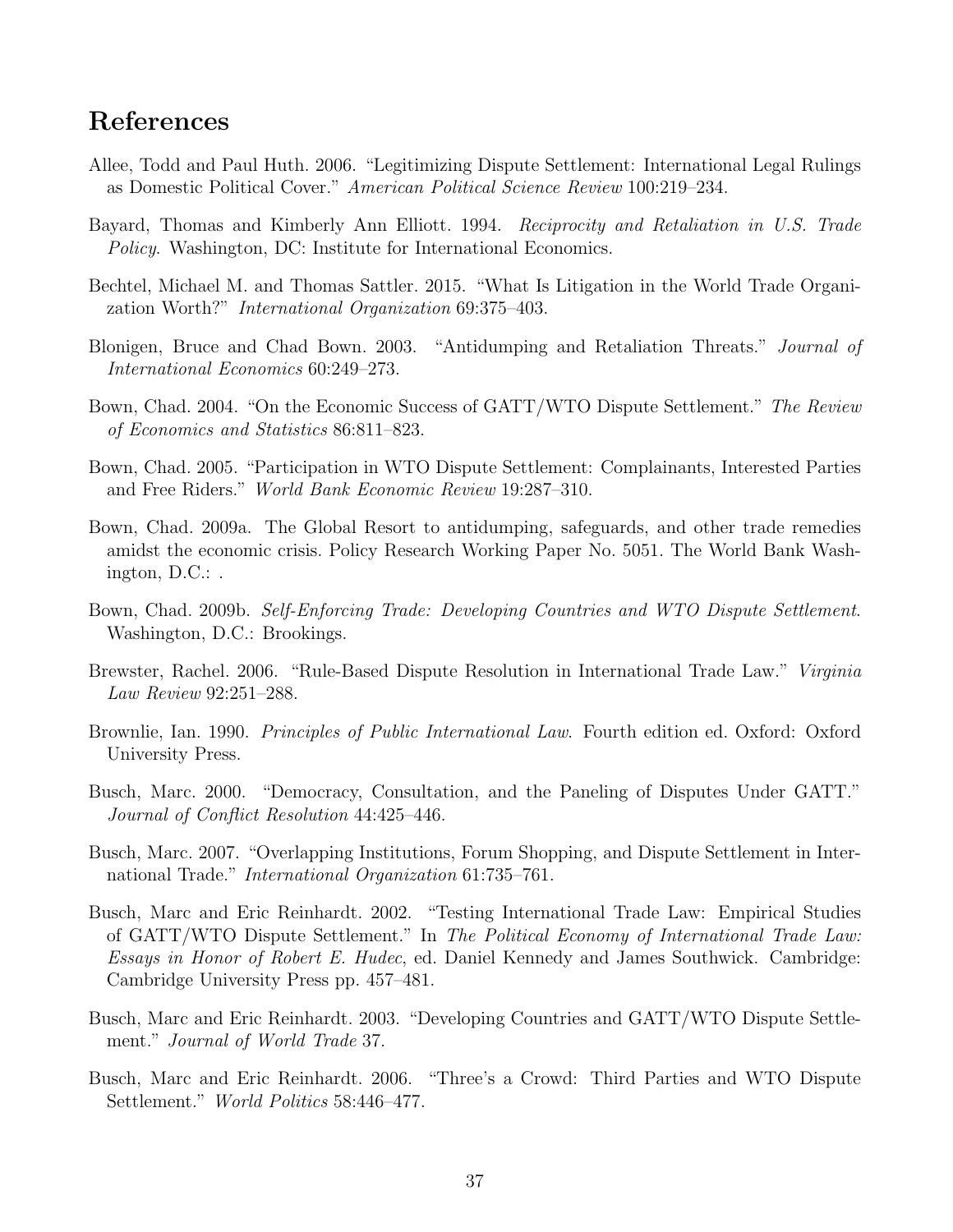## References

Allee, Todd and Paul Huth. 2006. "Legitimizing Dispute Settlement: International Legal Rulings as Domestic Political Cover." *American Political Science Review* 100:219–234.

Bayard, Thomas and Kimberly Ann Elliott. 1994. *Reciprocity and Retaliation in U.S. Trade Policy*. Washington, DC: Institute for International Economics.

Bechtel, Michael M. and Thomas Sattler. 2015. "What Is Litigation in the World Trade Organization Worth?" *International Organization* 69:375–403.

Blonigen, Bruce and Chad Bown. 2003. "Antidumping and Retaliation Threats." *Journal of International Economics* 60:249–273.

Bown, Chad. 2004. "On the Economic Success of GATT/WTO Dispute Settlement." *The Review of Economics and Statistics* 86:811–823.

Bown, Chad. 2005. "Participation in WTO Dispute Settlement: Complainants, Interested Parties and Free Riders." *World Bank Economic Review* 19:287–310.

Bown, Chad. 2009a. The Global Resort to antidumping, safeguards, and other trade remedies amidst the economic crisis. Policy Research Working Paper No. 5051. The World Bank Washington, D.C.: .

Bown, Chad. 2009b. *Self-Enforcing Trade: Developing Countries and WTO Dispute Settlement*. Washington, D.C.: Brookings.

Brewster, Rachel. 2006. "Rule-Based Dispute Resolution in International Trade Law." *Virginia Law Review* 92:251–288.

Brownlie, Ian. 1990. *Principles of Public International Law*. Fourth edition ed. Oxford: Oxford University Press.

Busch, Marc. 2000. "Democracy, Consultation, and the Paneling of Disputes Under GATT." *Journal of Conflict Resolution* 44:425–446.

Busch, Marc. 2007. "Overlapping Institutions, Forum Shopping, and Dispute Settlement in International Trade." *International Organization* 61:735–761.

Busch, Marc and Eric Reinhardt. 2002. "Testing International Trade Law: Empirical Studies of GATT/WTO Dispute Settlement." In *The Political Economy of International Trade Law: Essays in Honor of Robert E. Hudec*, ed. Daniel Kennedy and James Southwick. Cambridge: Cambridge University Press pp. 457–481.

Busch, Marc and Eric Reinhardt. 2003. "Developing Countries and GATT/WTO Dispute Settlement." *Journal of World Trade* 37.

Busch, Marc and Eric Reinhardt. 2006. "Three's a Crowd: Third Parties and WTO Dispute Settlement." *World Politics* 58:446–477.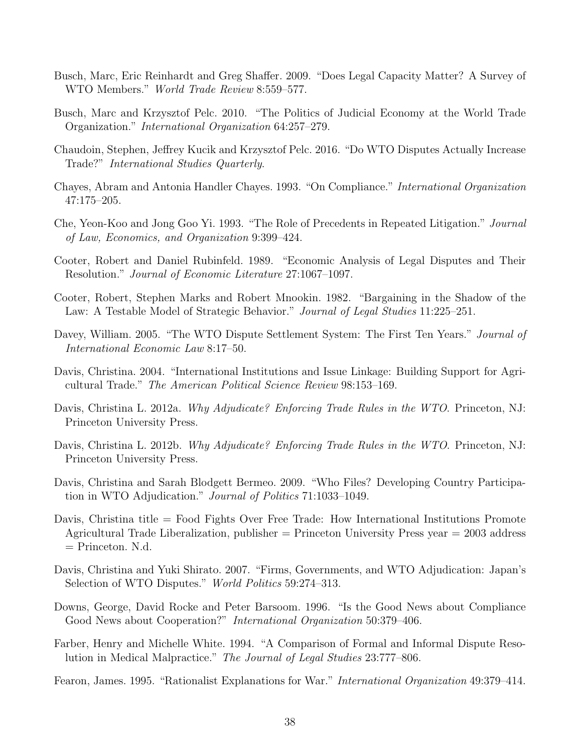Busch, Marc, Eric Reinhardt and Greg Shaffer. 2009. "Does Legal Capacity Matter? A Survey of WTO Members." *World Trade Review* 8:559–577.

Busch, Marc and Krzysztof Pelc. 2010. "The Politics of Judicial Economy at the World Trade Organization." *International Organization* 64:257–279.

Chaudoin, Stephen, Jeffrey Kucik and Krzysztof Pelc. 2016. "Do WTO Disputes Actually Increase Trade?" *International Studies Quarterly*.

Chayes, Abram and Antonia Handler Chayes. 1993. "On Compliance." *International Organization* 47:175–205.

Che, Yeon-Koo and Jong Goo Yi. 1993. "The Role of Precedents in Repeated Litigation." *Journal of Law, Economics, and Organization* 9:399–424.

Cooter, Robert and Daniel Rubinfeld. 1989. "Economic Analysis of Legal Disputes and Their Resolution." *Journal of Economic Literature* 27:1067–1097.

Cooter, Robert, Stephen Marks and Robert Mnookin. 1982. "Bargaining in the Shadow of the Law: A Testable Model of Strategic Behavior." *Journal of Legal Studies* 11:225–251.

Davey, William. 2005. "The WTO Dispute Settlement System: The First Ten Years." *Journal of International Economic Law* 8:17–50.

Davis, Christina. 2004. "International Institutions and Issue Linkage: Building Support for Agricultural Trade." *The American Political Science Review* 98:153–169.

Davis, Christina L. 2012a. *Why Adjudicate? Enforcing Trade Rules in the WTO.* Princeton, NJ: Princeton University Press.

Davis, Christina L. 2012b. *Why Adjudicate? Enforcing Trade Rules in the WTO.* Princeton, NJ: Princeton University Press.

Davis, Christina and Sarah Blodgett Bermeo. 2009. "Who Files? Developing Country Participation in WTO Adjudication." *Journal of Politics* 71:1033–1049.

Davis, Christina title = Food Fights Over Free Trade: How International Institutions Promote Agricultural Trade Liberalization, publisher = Princeton University Press year = 2003 address = Princeton. N.d.

Davis, Christina and Yuki Shirato. 2007. "Firms, Governments, and WTO Adjudication: Japan's Selection of WTO Disputes." *World Politics* 59:274–313.

Downs, George, David Rocke and Peter Barsoom. 1996. "Is the Good News about Compliance Good News about Cooperation?" *International Organization* 50:379–406.

Farber, Henry and Michelle White. 1994. "A Comparison of Formal and Informal Dispute Resolution in Medical Malpractice." *The Journal of Legal Studies* 23:777–806.

Fearon, James. 1995. "Rationalist Explanations for War." *International Organization* 49:379–414.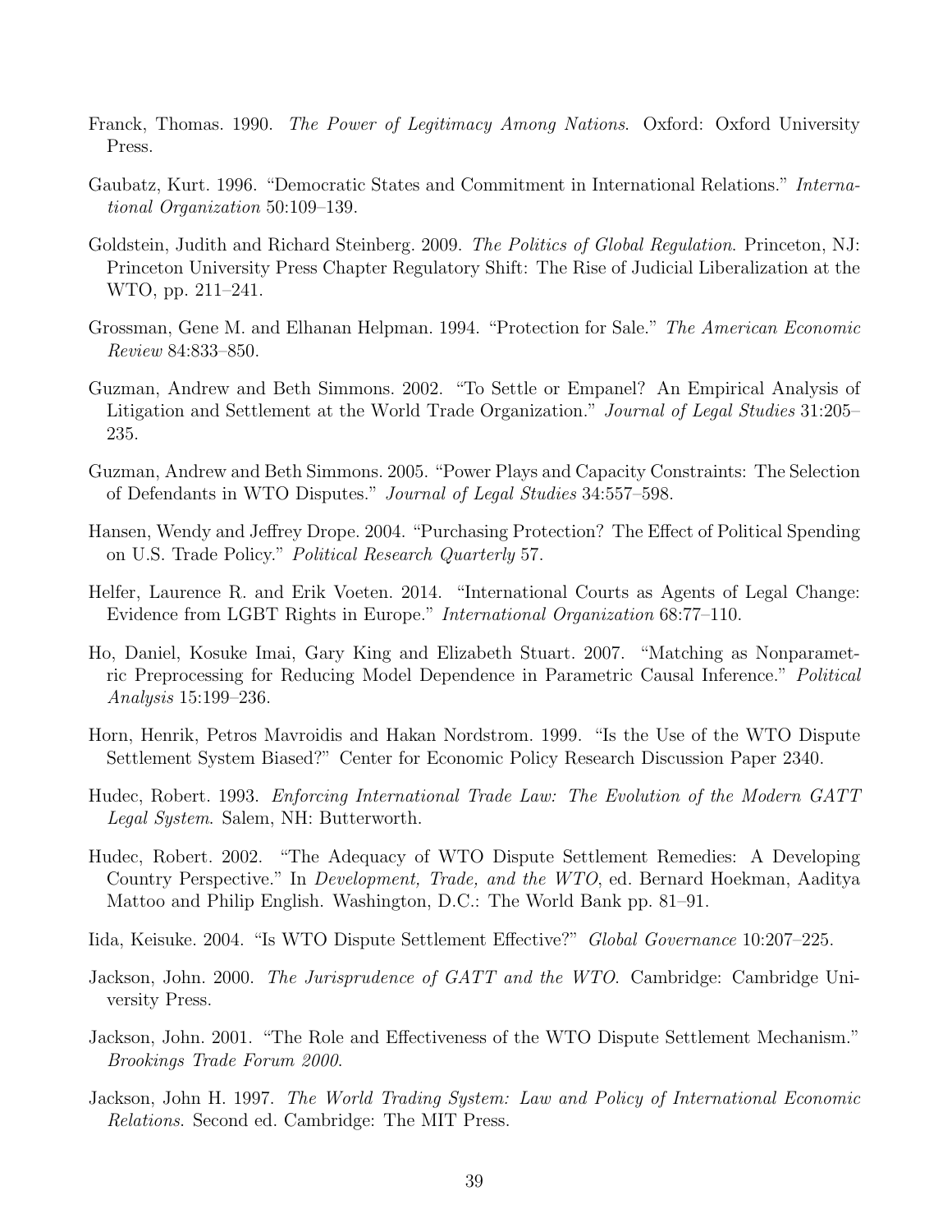Franck, Thomas. 1990. *The Power of Legitimacy Among Nations*. Oxford: Oxford University Press.

Gaubatz, Kurt. 1996. "Democratic States and Commitment in International Relations." *International Organization* 50:109–139.

Goldstein, Judith and Richard Steinberg. 2009. *The Politics of Global Regulation*. Princeton, NJ: Princeton University Press Chapter Regulatory Shift: The Rise of Judicial Liberalization at the WTO, pp. 211–241.

Grossman, Gene M. and Elhanan Helpman. 1994. "Protection for Sale." *The American Economic Review* 84:833–850.

Guzman, Andrew and Beth Simmons. 2002. "To Settle or Empanel? An Empirical Analysis of Litigation and Settlement at the World Trade Organization." *Journal of Legal Studies* 31:205–235.

Guzman, Andrew and Beth Simmons. 2005. "Power Plays and Capacity Constraints: The Selection of Defendants in WTO Disputes." *Journal of Legal Studies* 34:557–598.

Hansen, Wendy and Jeffrey Drope. 2004. "Purchasing Protection? The Effect of Political Spending on U.S. Trade Policy." *Political Research Quarterly* 57.

Helfer, Laurence R. and Erik Voeten. 2014. "International Courts as Agents of Legal Change: Evidence from LGBT Rights in Europe." *International Organization* 68:77–110.

Ho, Daniel, Kosuke Imai, Gary King and Elizabeth Stuart. 2007. "Matching as Nonparametric Preprocessing for Reducing Model Dependence in Parametric Causal Inference." *Political Analysis* 15:199–236.

Horn, Henrik, Petros Mavroidis and Hakan Nordstrom. 1999. "Is the Use of the WTO Dispute Settlement System Biased?" Center for Economic Policy Research Discussion Paper 2340.

Hudec, Robert. 1993. *Enforcing International Trade Law: The Evolution of the Modern GATT Legal System*. Salem, NH: Butterworth.

Hudec, Robert. 2002. "The Adequacy of WTO Dispute Settlement Remedies: A Developing Country Perspective." In *Development, Trade, and the WTO*, ed. Bernard Hoekman, Aaditya Mattoo and Philip English. Washington, D.C.: The World Bank pp. 81–91.

Iida, Keisuke. 2004. "Is WTO Dispute Settlement Effective?" *Global Governance* 10:207–225.

Jackson, John. 2000. *The Jurisprudence of GATT and the WTO*. Cambridge: Cambridge University Press.

Jackson, John. 2001. "The Role and Effectiveness of the WTO Dispute Settlement Mechanism." *Brookings Trade Forum 2000*.

Jackson, John H. 1997. *The World Trading System: Law and Policy of International Economic Relations*. Second ed. Cambridge: The MIT Press.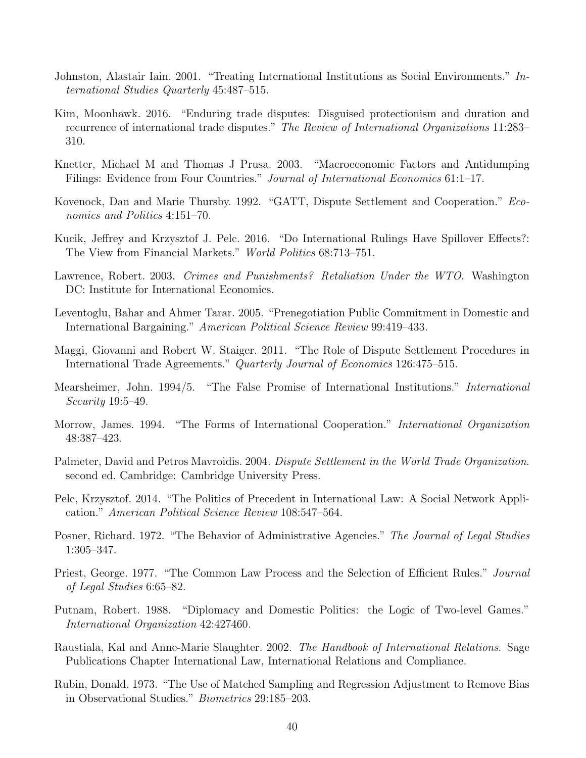Johnston, Alastair Iain. 2001. "Treating International Institutions as Social Environments." *International Studies Quarterly* 45:487–515.

Kim, Moonhawk. 2016. "Enduring trade disputes: Disguised protectionism and duration and recurrence of international trade disputes." *The Review of International Organizations* 11:283–310.

Knetter, Michael M and Thomas J Prusa. 2003. "Macroeconomic Factors and Antidumping Filings: Evidence from Four Countries." *Journal of International Economics* 61:1–17.

Kovenock, Dan and Marie Thursby. 1992. "GATT, Dispute Settlement and Cooperation." *Economics and Politics* 4:151–70.

Kucik, Jeffrey and Krzysztof J. Pelc. 2016. "Do International Rulings Have Spillover Effects?: The View from Financial Markets." *World Politics* 68:713–751.

Lawrence, Robert. 2003. *Crimes and Punishments? Retaliation Under the WTO*. Washington DC: Institute for International Economics.

Leventoglu, Bahar and Ahmer Tarar. 2005. "Prenegotiation Public Commitment in Domestic and International Bargaining." *American Political Science Review* 99:419–433.

Maggi, Giovanni and Robert W. Staiger. 2011. "The Role of Dispute Settlement Procedures in International Trade Agreements." *Quarterly Journal of Economics* 126:475–515.

Mearsheimer, John. 1994/5. "The False Promise of International Institutions." *International Security* 19:5–49.

Morrow, James. 1994. "The Forms of International Cooperation." *International Organization* 48:387–423.

Palmeter, David and Petros Mavroidis. 2004. *Dispute Settlement in the World Trade Organization*. second ed. Cambridge: Cambridge University Press.

Pelc, Krzysztof. 2014. "The Politics of Precedent in International Law: A Social Network Application." *American Political Science Review* 108:547–564.

Posner, Richard. 1972. "The Behavior of Administrative Agencies." *The Journal of Legal Studies* 1:305–347.

Priest, George. 1977. "The Common Law Process and the Selection of Efficient Rules." *Journal of Legal Studies* 6:65–82.

Putnam, Robert. 1988. "Diplomacy and Domestic Politics: the Logic of Two-level Games." *International Organization* 42:427460.

Raustiala, Kal and Anne-Marie Slaughter. 2002. *The Handbook of International Relations*. Sage Publications Chapter International Law, International Relations and Compliance.

Rubin, Donald. 1973. "The Use of Matched Sampling and Regression Adjustment to Remove Bias in Observational Studies." *Biometrics* 29:185–203.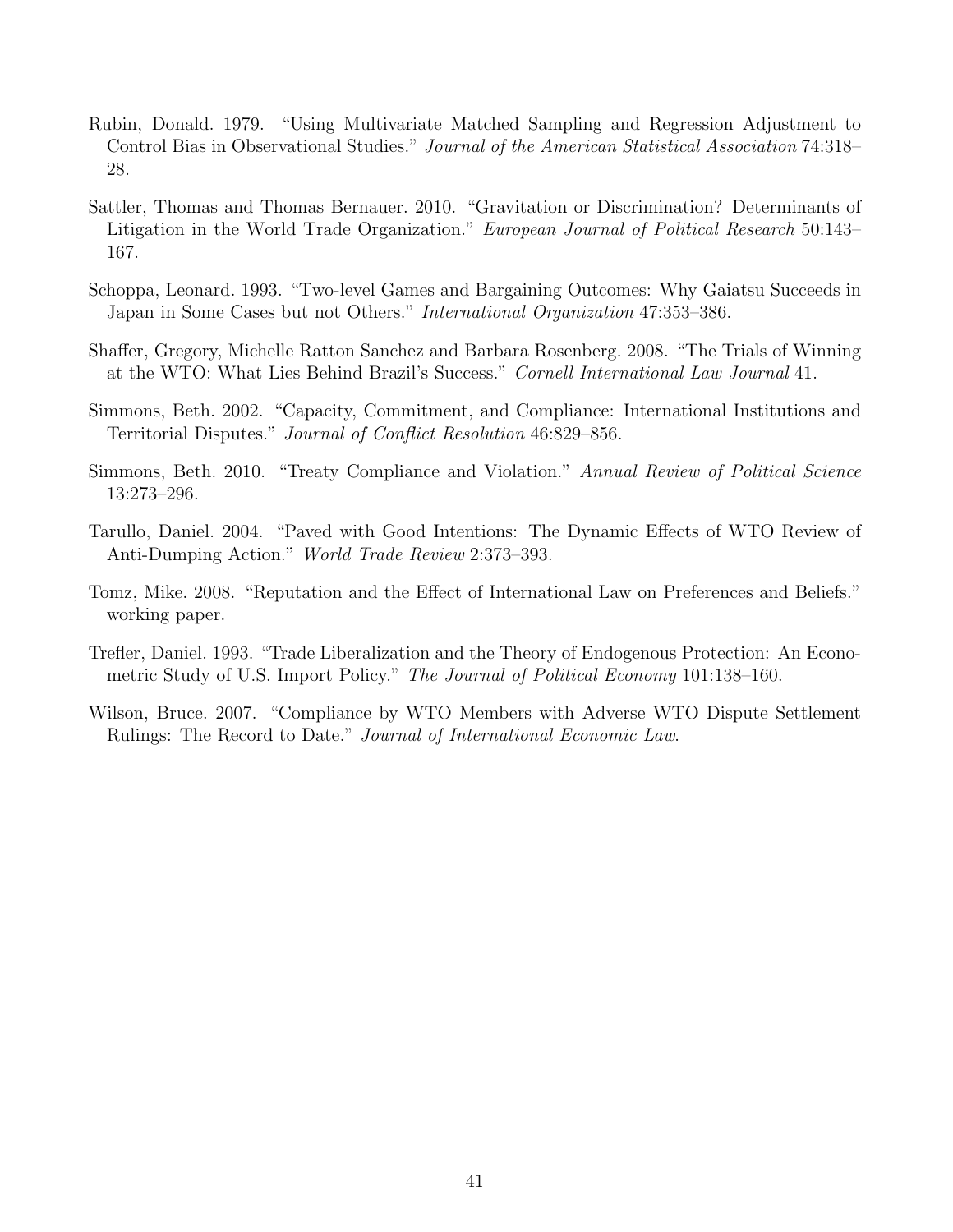Rubin, Donald. 1979. "Using Multivariate Matched Sampling and Regression Adjustment to Control Bias in Observational Studies." *Journal of the American Statistical Association* 74:318–28.

Sattler, Thomas and Thomas Bernauer. 2010. "Gravitation or Discrimination? Determinants of Litigation in the World Trade Organization." *European Journal of Political Research* 50:143–167.

Schoppa, Leonard. 1993. "Two-level Games and Bargaining Outcomes: Why Gaiatsu Succeeds in Japan in Some Cases but not Others." *International Organization* 47:353–386.

Shaffer, Gregory, Michelle Ratton Sanchez and Barbara Rosenberg. 2008. "The Trials of Winning at the WTO: What Lies Behind Brazil's Success." *Cornell International Law Journal* 41.

Simmons, Beth. 2002. "Capacity, Commitment, and Compliance: International Institutions and Territorial Disputes." *Journal of Conflict Resolution* 46:829–856.

Simmons, Beth. 2010. "Treaty Compliance and Violation." *Annual Review of Political Science* 13:273–296.

Tarullo, Daniel. 2004. "Paved with Good Intentions: The Dynamic Effects of WTO Review of Anti-Dumping Action." *World Trade Review* 2:373–393.

Tomz, Mike. 2008. "Reputation and the Effect of International Law on Preferences and Beliefs." working paper.

Trefler, Daniel. 1993. "Trade Liberalization and the Theory of Endogenous Protection: An Econometric Study of U.S. Import Policy." *The Journal of Political Economy* 101:138–160.

Wilson, Bruce. 2007. "Compliance by WTO Members with Adverse WTO Dispute Settlement Rulings: The Record to Date." *Journal of International Economic Law*.